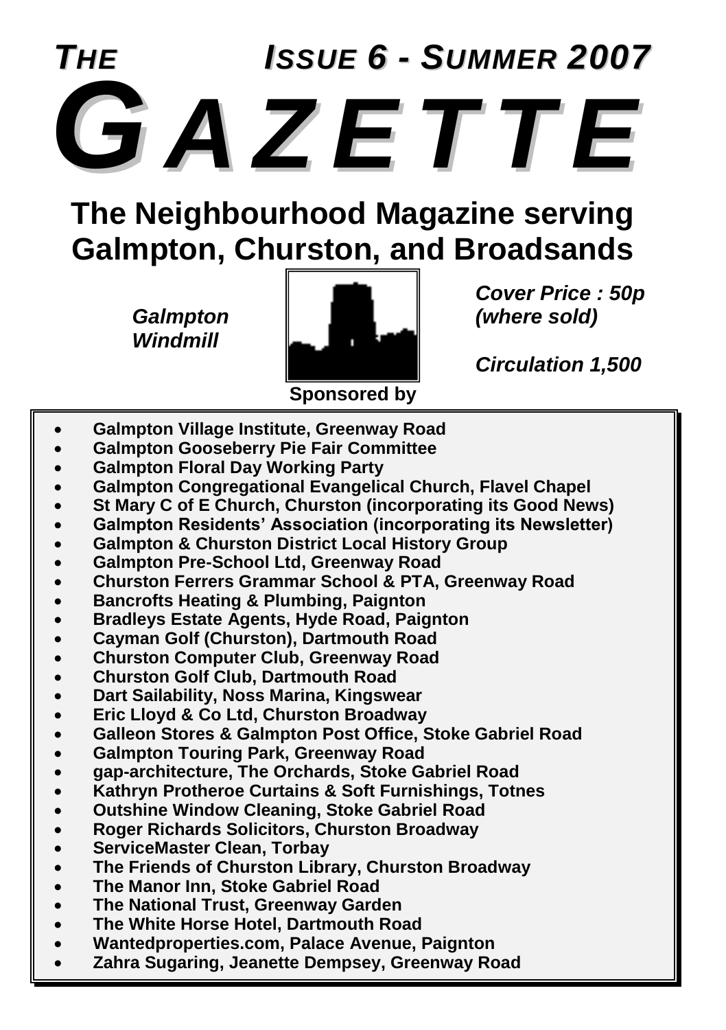# *THE* *ISSUE 6 - SUMMER 2007*

# *GAZETTE*

## The Neighbourhood Magazine serving Galmpton, Churston, and Broadsands

***Galmpton Windmill***

***Cover Price : 50p (where sold)***

***Circulation 1,500***

**Sponsored by**

- **Galmpton Village Institute, Greenway Road**
- **Galmpton Gooseberry Pie Fair Committee**
- **Galmpton Floral Day Working Party**
- **Galmpton Congregational Evangelical Church, Flavel Chapel**
- **St Mary C of E Church, Churston (incorporating its Good News)**
- **Galmpton Residents' Association (incorporating its Newsletter)**
- **Galmpton & Churston District Local History Group**
- **Galmpton Pre-School Ltd, Greenway Road**
- **Churston Ferrers Grammar School & PTA, Greenway Road**
- **Bancrofts Heating & Plumbing, Paignton**
- **Bradleys Estate Agents, Hyde Road, Paignton**
- **Cayman Golf (Churston), Dartmouth Road**
- **Churston Computer Club, Greenway Road**
- **Churston Golf Club, Dartmouth Road**
- **Dart Sailability, Noss Marina, Kingswear**
- **Eric Lloyd & Co Ltd, Churston Broadway**
- **Galleon Stores & Galmpton Post Office, Stoke Gabriel Road**
- **Galmpton Touring Park, Greenway Road**
- **gap-architecture, The Orchards, Stoke Gabriel Road**
- **Kathryn Protheroe Curtains & Soft Furnishings, Totnes**
- **Outshine Window Cleaning, Stoke Gabriel Road**
- **Roger Richards Solicitors, Churston Broadway**
- **ServiceMaster Clean, Torbay**
- **The Friends of Churston Library, Churston Broadway**
- **The Manor Inn, Stoke Gabriel Road**
- **The National Trust, Greenway Garden**
- **The White Horse Hotel, Dartmouth Road**
- **Wantedproperties.com, Palace Avenue, Paignton**
- **Zahra Sugaring, Jeanette Dempsey, Greenway Road**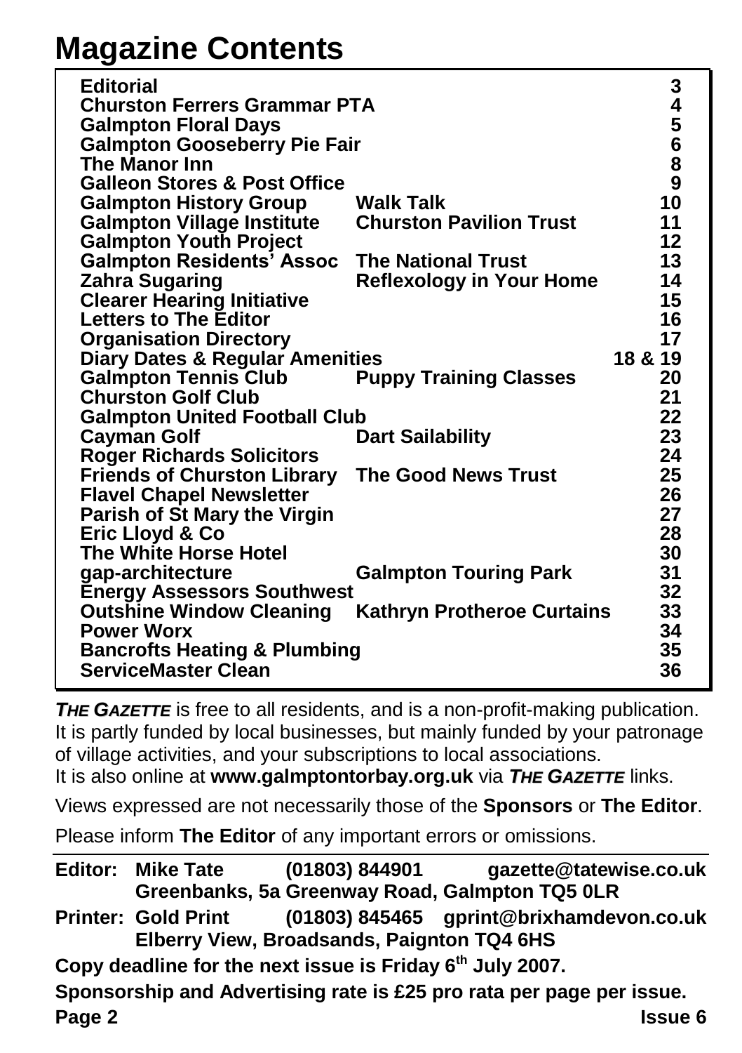# Magazine Contents

| | | |
|---|---|---|
| **Editorial** | | **3** |
| **Churston Ferrers Grammar PTA** | | **4** |
| **Galmpton Floral Days** | | **5** |
| **Galmpton Gooseberry Pie Fair** | | **6** |
| **The Manor Inn** | | **8** |
| **Galleon Stores & Post Office** | | **9** |
| **Galmpton History Group** | **Walk Talk** | **10** |
| **Galmpton Village Institute** | **Churston Pavilion Trust** | **11** |
| **Galmpton Youth Project** | | **12** |
| **Galmpton Residents' Assoc** | **The National Trust** | **13** |
| **Zahra Sugaring** | **Reflexology in Your Home** | **14** |
| **Clearer Hearing Initiative** | | **15** |
| **Letters to The Editor** | | **16** |
| **Organisation Directory** | | **17** |
| **Diary Dates & Regular Amenities** | | **18 & 19** |
| **Galmpton Tennis Club** | **Puppy Training Classes** | **20** |
| **Churston Golf Club** | | **21** |
| **Galmpton United Football Club** | | **22** |
| **Cayman Golf** | **Dart Sailability** | **23** |
| **Roger Richards Solicitors** | | **24** |
| **Friends of Churston Library** | **The Good News Trust** | **25** |
| **Flavel Chapel Newsletter** | | **26** |
| **Parish of St Mary the Virgin** | | **27** |
| **Eric Lloyd & Co** | | **28** |
| **The White Horse Hotel** | | **30** |
| **gap-architecture** | **Galmpton Touring Park** | **31** |
| **Energy Assessors Southwest** | | **32** |
| **Outshine Window Cleaning** | **Kathryn Protheroe Curtains** | **33** |
| **Power Worx** | | **34** |
| **Bancrofts Heating & Plumbing** | | **35** |
| **ServiceMaster Clean** | | **36** |

***THE GAZETTE*** is free to all residents, and is a non-profit-making publication. It is partly funded by local businesses, but mainly funded by your patronage of village activities, and your subscriptions to local associations.
It is also online at **www.galmptontorbay.org.uk** via ***THE GAZETTE*** links.

Views expressed are not necessarily those of the **Sponsors** or **The Editor**.

Please inform **The Editor** of any important errors or omissions.

**Editor: Mike Tate (01803) 844901 gazette@tatewise.co.uk**
**Greenbanks, 5a Greenway Road, Galmpton TQ5 0LR**

**Printer: Gold Print (01803) 845465 gprint@brixhamdevon.co.uk**
**Elberry View, Broadsands, Paignton TQ4 6HS**

**Copy deadline for the next issue is Friday 6th July 2007.**

**Sponsorship and Advertising rate is £25 pro rata per page per issue.**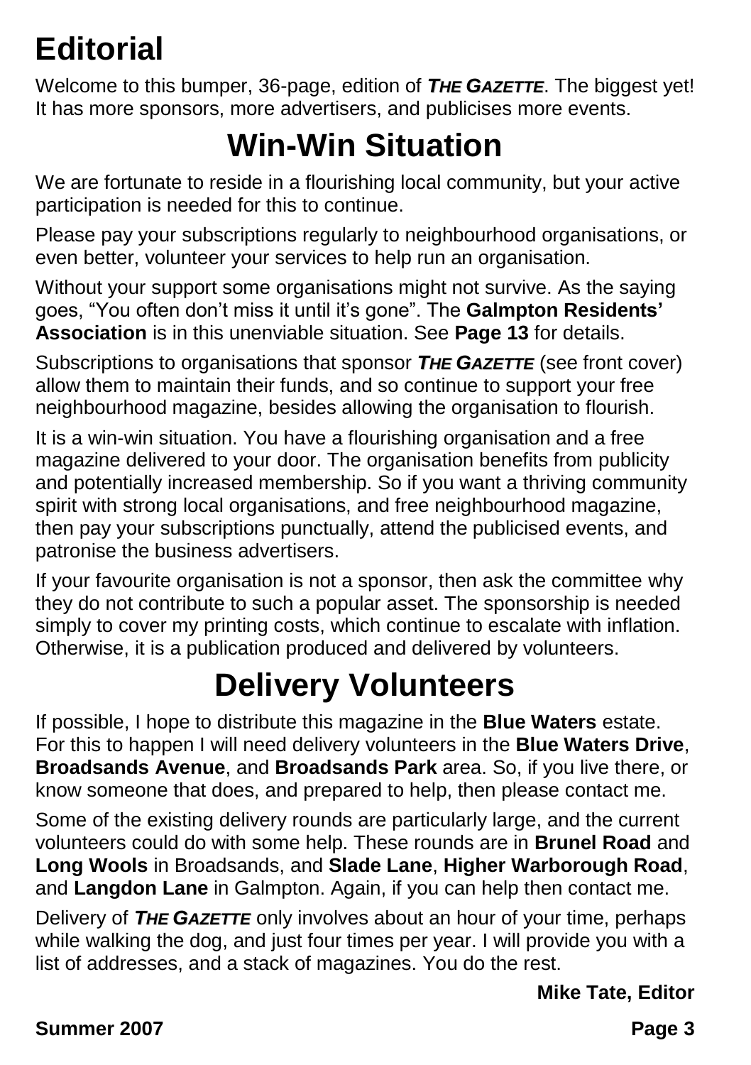# Editorial

Welcome to this bumper, 36-page, edition of ***THE GAZETTE***. The biggest yet! It has more sponsors, more advertisers, and publicises more events.

## Win-Win Situation

We are fortunate to reside in a flourishing local community, but your active participation is needed for this to continue.

Please pay your subscriptions regularly to neighbourhood organisations, or even better, volunteer your services to help run an organisation.

Without your support some organisations might not survive. As the saying goes, “You often don’t miss it until it’s gone”. The **Galmpton Residents’ Association** is in this unenviable situation. See **Page 13** for details.

Subscriptions to organisations that sponsor ***THE GAZETTE*** (see front cover) allow them to maintain their funds, and so continue to support your free neighbourhood magazine, besides allowing the organisation to flourish.

It is a win-win situation. You have a flourishing organisation and a free magazine delivered to your door. The organisation benefits from publicity and potentially increased membership. So if you want a thriving community spirit with strong local organisations, and free neighbourhood magazine, then pay your subscriptions punctually, attend the publicised events, and patronise the business advertisers.

If your favourite organisation is not a sponsor, then ask the committee why they do not contribute to such a popular asset. The sponsorship is needed simply to cover my printing costs, which continue to escalate with inflation. Otherwise, it is a publication produced and delivered by volunteers.

## Delivery Volunteers

If possible, I hope to distribute this magazine in the **Blue Waters** estate. For this to happen I will need delivery volunteers in the **Blue Waters Drive**, **Broadsands Avenue**, and **Broadsands Park** area. So, if you live there, or know someone that does, and prepared to help, then please contact me.

Some of the existing delivery rounds are particularly large, and the current volunteers could do with some help. These rounds are in **Brunel Road** and **Long Wools** in Broadsands, and **Slade Lane**, **Higher Warborough Road**, and **Langdon Lane** in Galmpton. Again, if you can help then contact me.

Delivery of ***THE GAZETTE*** only involves about an hour of your time, perhaps while walking the dog, and just four times per year. I will provide you with a list of addresses, and a stack of magazines. You do the rest.

**Mike Tate, Editor**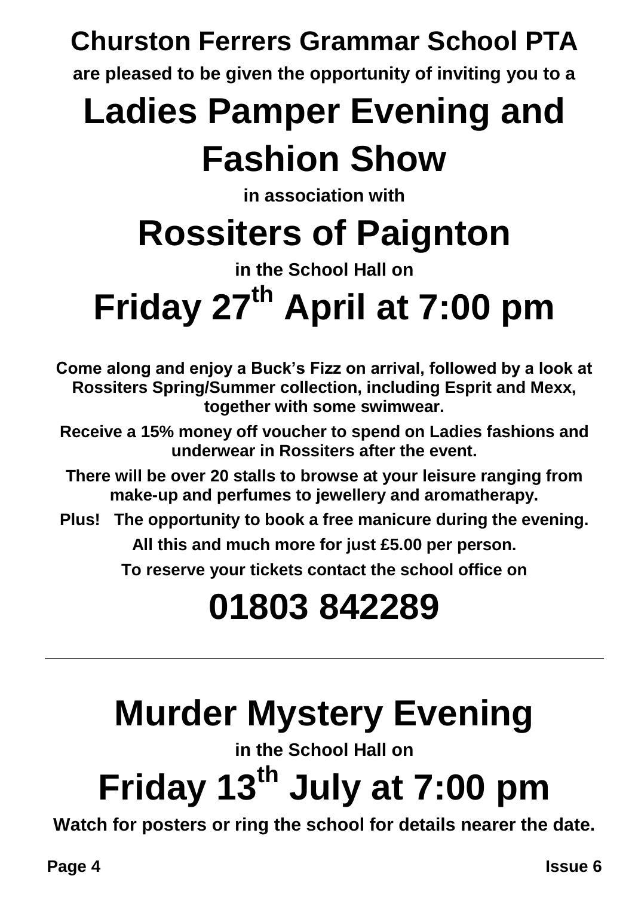**Churston Ferrers Grammar School PTA**

**are pleased to be given the opportunity of inviting you to a**

# Ladies Pamper Evening and Fashion Show

**in association with**

# Rossiters of Paignton

**in the School Hall on**

# Friday 27th April at 7:00 pm

**Come along and enjoy a Buck's Fizz on arrival, followed by a look at Rossiters Spring/Summer collection, including Esprit and Mexx, together with some swimwear.**

**Receive a 15% money off voucher to spend on Ladies fashions and underwear in Rossiters after the event.**

**There will be over 20 stalls to browse at your leisure ranging from make-up and perfumes to jewellery and aromatherapy.**

**Plus! The opportunity to book a free manicure during the evening.**

**All this and much more for just £5.00 per person.**

**To reserve your tickets contact the school office on**

# 01803 842289

---

# Murder Mystery Evening

**in the School Hall on**

# Friday 13th July at 7:00 pm

**Watch for posters or ring the school for details nearer the date.**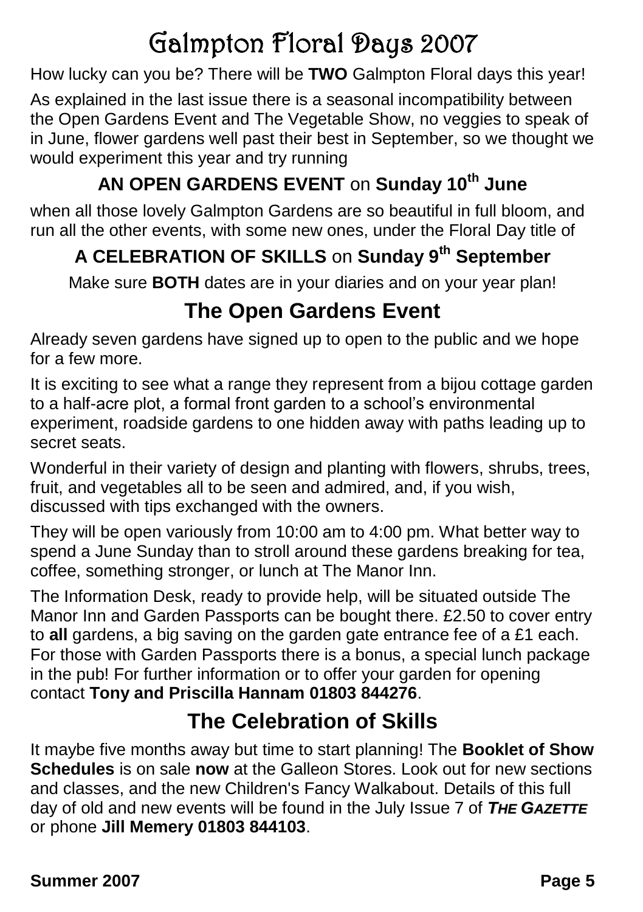# Galmpton Floral Days 2007

How lucky can you be? There will be **TWO** Galmpton Floral days this year!

As explained in the last issue there is a seasonal incompatibility between the Open Gardens Event and The Vegetable Show, no veggies to speak of in June, flower gardens well past their best in September, so we thought we would experiment this year and try running

**AN OPEN GARDENS EVENT** on **Sunday 10th June**

when all those lovely Galmpton Gardens are so beautiful in full bloom, and run all the other events, with some new ones, under the Floral Day title of

**A CELEBRATION OF SKILLS** on **Sunday 9th September**

Make sure **BOTH** dates are in your diaries and on your year plan!

## The Open Gardens Event

Already seven gardens have signed up to open to the public and we hope for a few more.

It is exciting to see what a range they represent from a bijou cottage garden to a half-acre plot, a formal front garden to a school's environmental experiment, roadside gardens to one hidden away with paths leading up to secret seats.

Wonderful in their variety of design and planting with flowers, shrubs, trees, fruit, and vegetables all to be seen and admired, and, if you wish, discussed with tips exchanged with the owners.

They will be open variously from 10:00 am to 4:00 pm. What better way to spend a June Sunday than to stroll around these gardens breaking for tea, coffee, something stronger, or lunch at The Manor Inn.

The Information Desk, ready to provide help, will be situated outside The Manor Inn and Garden Passports can be bought there. £2.50 to cover entry to **all** gardens, a big saving on the garden gate entrance fee of a £1 each. For those with Garden Passports there is a bonus, a special lunch package in the pub! For further information or to offer your garden for opening contact **Tony and Priscilla Hannam 01803 844276**.

## The Celebration of Skills

It maybe five months away but time to start planning! The **Booklet of Show Schedules** is on sale **now** at the Galleon Stores. Look out for new sections and classes, and the new Children's Fancy Walkabout. Details of this full day of old and new events will be found in the July Issue 7 of ***THE GAZETTE*** or phone **Jill Memery 01803 844103**.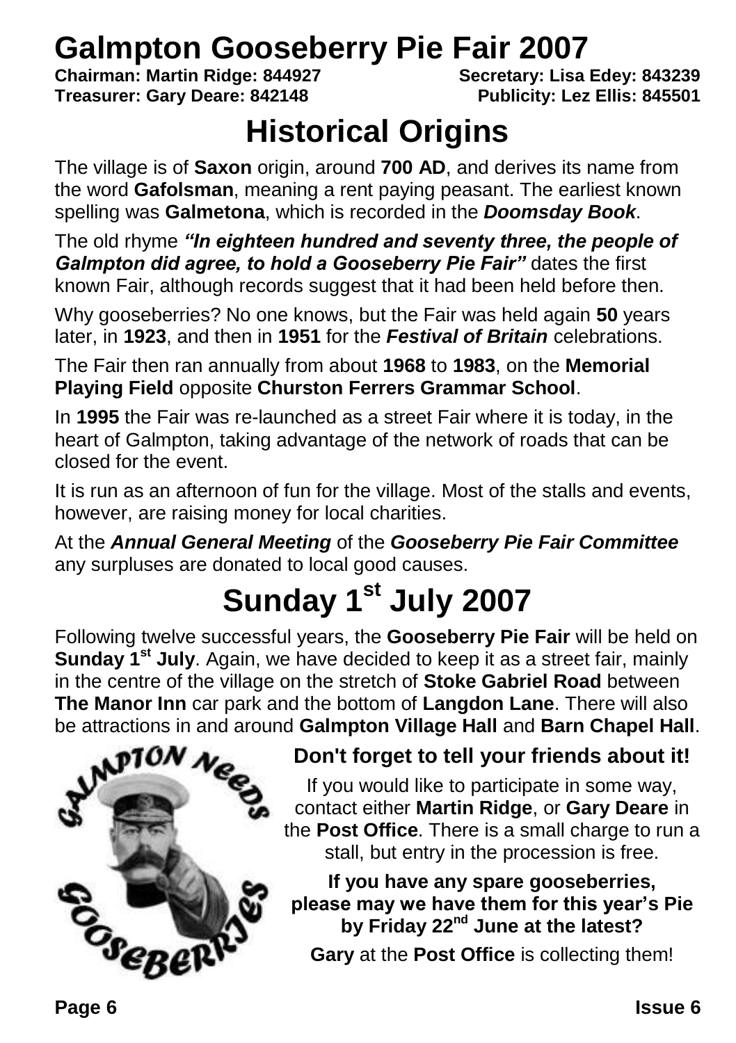# Galmpton Gooseberry Pie Fair 2007

**Chairman: Martin Ridge: 844927** **Secretary: Lisa Edey: 843239**
**Treasurer: Gary Deare: 842148** **Publicity: Lez Ellis: 845501**

## Historical Origins

The village is of **Saxon** origin, around **700 AD**, and derives its name from the word **Gafolsman**, meaning a rent paying peasant. The earliest known spelling was **Galmetona**, which is recorded in the ***Doomsday Book***.

The old rhyme ***"In eighteen hundred and seventy three, the people of Galmpton did agree, to hold a Gooseberry Pie Fair"*** dates the first known Fair, although records suggest that it had been held before then.

Why gooseberries? No one knows, but the Fair was held again **50** years later, in **1923**, and then in **1951** for the ***Festival of Britain*** celebrations.

The Fair then ran annually from about **1968** to **1983**, on the **Memorial Playing Field** opposite **Churston Ferrers Grammar School**.

In **1995** the Fair was re-launched as a street Fair where it is today, in the heart of Galmpton, taking advantage of the network of roads that can be closed for the event.

It is run as an afternoon of fun for the village. Most of the stalls and events, however, are raising money for local charities.

At the ***Annual General Meeting*** of the ***Gooseberry Pie Fair Committee*** any surpluses are donated to local good causes.

## Sunday 1st July 2007

Following twelve successful years, the **Gooseberry Pie Fair** will be held on **Sunday 1st July**. Again, we have decided to keep it as a street fair, mainly in the centre of the village on the stretch of **Stoke Gabriel Road** between **The Manor Inn** car park and the bottom of **Langdon Lane**. There will also be attractions in and around **Galmpton Village Hall** and **Barn Chapel Hall**.

GALMPTON NEEDS GOOSEBERRIES

### Don't forget to tell your friends about it!

If you would like to participate in some way, contact either **Martin Ridge**, or **Gary Deare** in the **Post Office**. There is a small charge to run a stall, but entry in the procession is free.

**If you have any spare gooseberries, please may we have them for this year's Pie by Friday 22nd June at the latest?**

**Gary** at the **Post Office** is collecting them!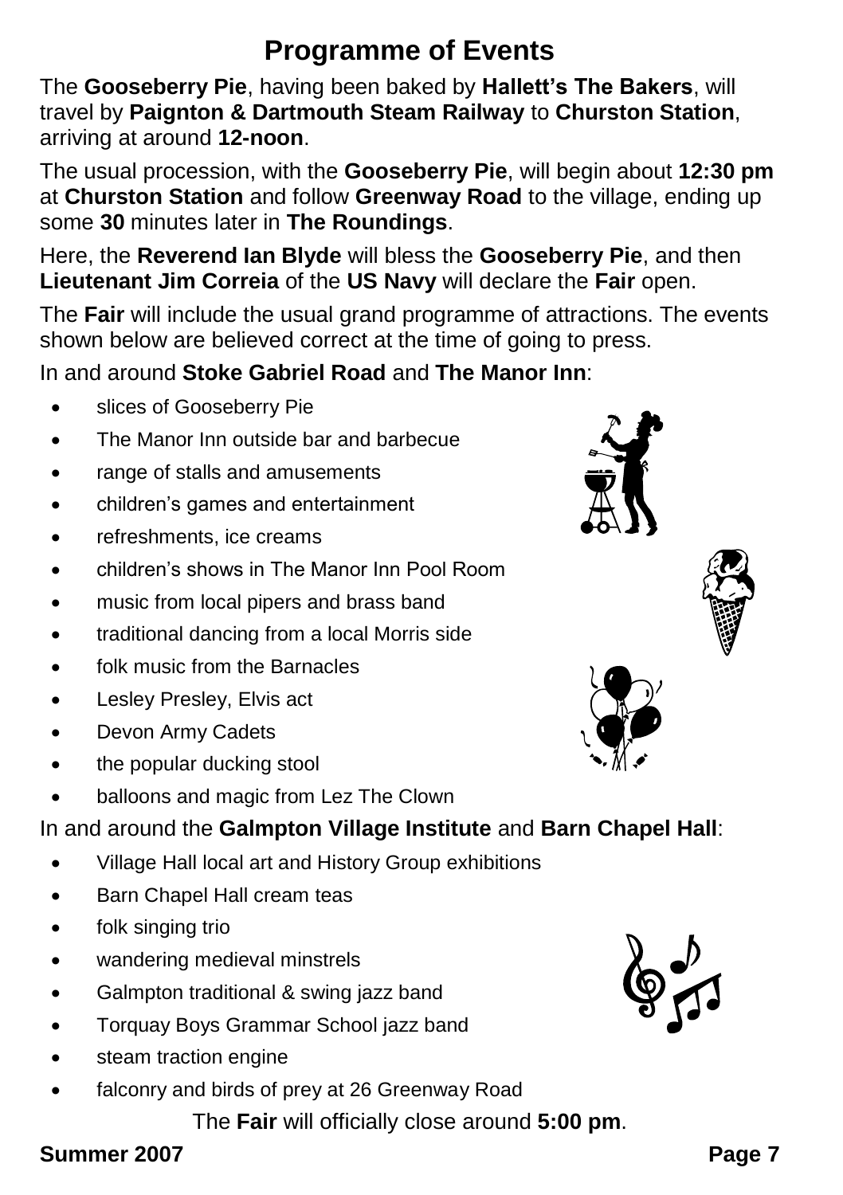# Programme of Events

The **Gooseberry Pie**, having been baked by **Hallett's The Bakers**, will travel by **Paignton & Dartmouth Steam Railway** to **Churston Station**, arriving at around **12-noon**.

The usual procession, with the **Gooseberry Pie**, will begin about **12:30 pm** at **Churston Station** and follow **Greenway Road** to the village, ending up some **30** minutes later in **The Roundings**.

Here, the **Reverend Ian Blyde** will bless the **Gooseberry Pie**, and then **Lieutenant Jim Correia** of the **US Navy** will declare the **Fair** open.

The **Fair** will include the usual grand programme of attractions. The events shown below are believed correct at the time of going to press.

In and around **Stoke Gabriel Road** and **The Manor Inn**:

- slices of Gooseberry Pie
- The Manor Inn outside bar and barbecue
- range of stalls and amusements
- children's games and entertainment
- refreshments, ice creams
- children's shows in The Manor Inn Pool Room
- music from local pipers and brass band
- traditional dancing from a local Morris side
- folk music from the Barnacles
- Lesley Presley, Elvis act
- Devon Army Cadets
- the popular ducking stool
- balloons and magic from Lez The Clown

In and around the **Galmpton Village Institute** and **Barn Chapel Hall**:

- Village Hall local art and History Group exhibitions
- Barn Chapel Hall cream teas
- folk singing trio
- wandering medieval minstrels
- Galmpton traditional & swing jazz band
- Torquay Boys Grammar School jazz band
- steam traction engine
- falconry and birds of prey at 26 Greenway Road

The **Fair** will officially close around **5:00 pm**.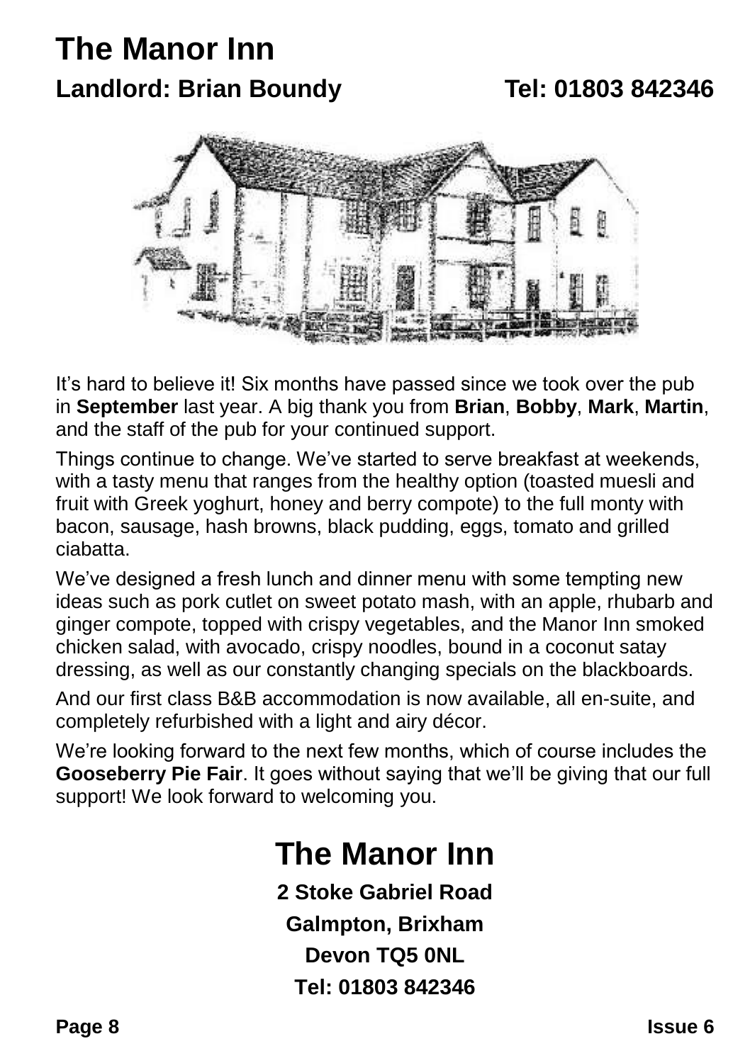# The Manor Inn

## Landlord: Brian Boundy Tel: 01803 842346

It's hard to believe it! Six months have passed since we took over the pub in **September** last year. A big thank you from **Brian**, **Bobby**, **Mark**, **Martin**, and the staff of the pub for your continued support.

Things continue to change. We've started to serve breakfast at weekends, with a tasty menu that ranges from the healthy option (toasted muesli and fruit with Greek yoghurt, honey and berry compote) to the full monty with bacon, sausage, hash browns, black pudding, eggs, tomato and grilled ciabatta.

We've designed a fresh lunch and dinner menu with some tempting new ideas such as pork cutlet on sweet potato mash, with an apple, rhubarb and ginger compote, topped with crispy vegetables, and the Manor Inn smoked chicken salad, with avocado, crispy noodles, bound in a coconut satay dressing, as well as our constantly changing specials on the blackboards.

And our first class B&B accommodation is now available, all en-suite, and completely refurbished with a light and airy décor.

We're looking forward to the next few months, which of course includes the **Gooseberry Pie Fair**. It goes without saying that we'll be giving that our full support! We look forward to welcoming you.

# The Manor Inn

**2 Stoke Gabriel Road**

**Galmpton, Brixham**

**Devon TQ5 0NL**

**Tel: 01803 842346**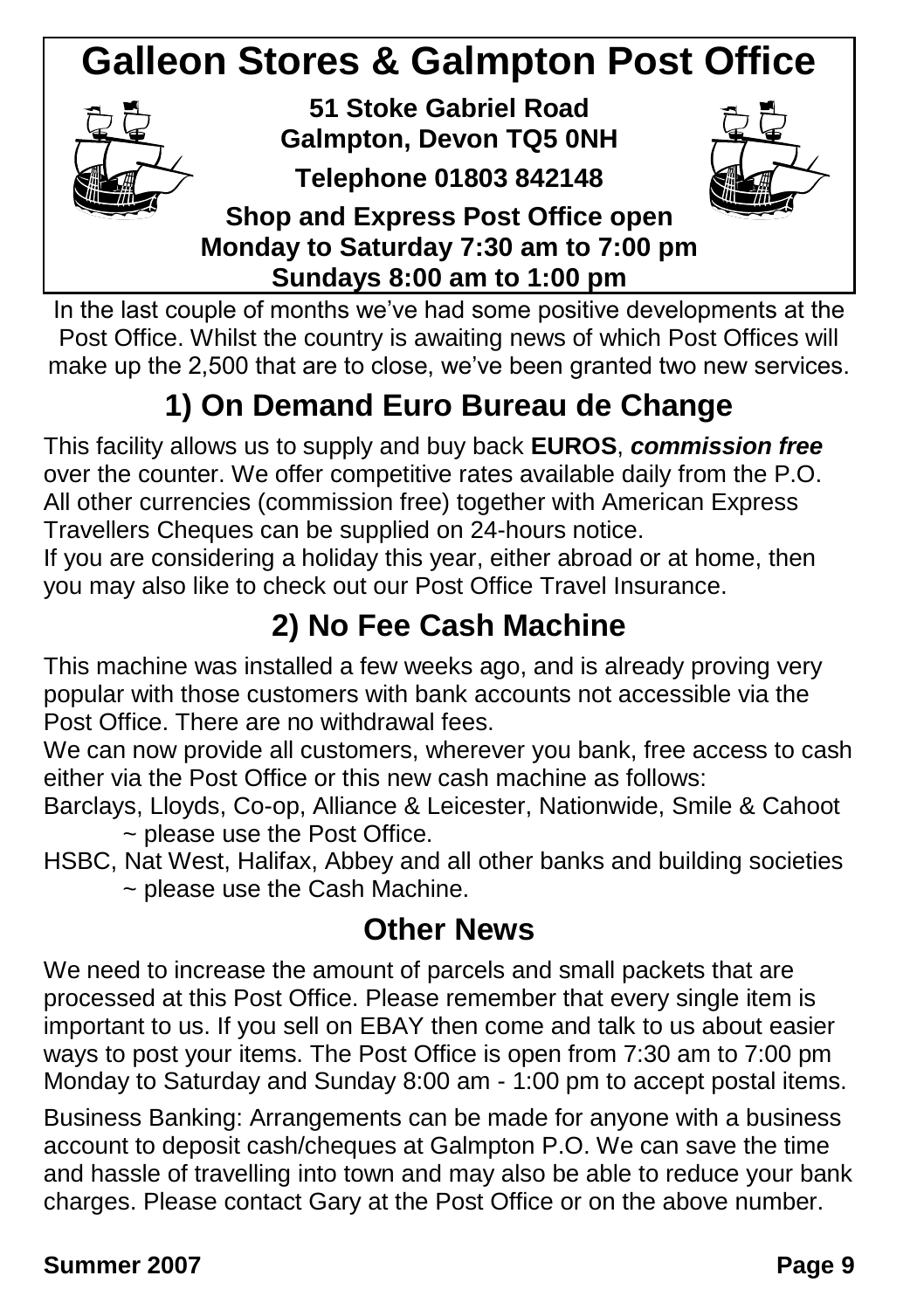# Galleon Stores & Galmpton Post Office

**51 Stoke Gabriel Road**
**Galmpton, Devon TQ5 0NH**

**Telephone 01803 842148**

**Shop and Express Post Office open**
**Monday to Saturday 7:30 am to 7:00 pm**
**Sundays 8:00 am to 1:00 pm**

In the last couple of months we've had some positive developments at the Post Office. Whilst the country is awaiting news of which Post Offices will make up the 2,500 that are to close, we've been granted two new services.

## 1) On Demand Euro Bureau de Change

This facility allows us to supply and buy back **EUROS**, ***commission free*** over the counter. We offer competitive rates available daily from the P.O. All other currencies (commission free) together with American Express Travellers Cheques can be supplied on 24-hours notice.

If you are considering a holiday this year, either abroad or at home, then you may also like to check out our Post Office Travel Insurance.

## 2) No Fee Cash Machine

This machine was installed a few weeks ago, and is already proving very popular with those customers with bank accounts not accessible via the Post Office. There are no withdrawal fees.

We can now provide all customers, wherever you bank, free access to cash either via the Post Office or this new cash machine as follows:

Barclays, Lloyds, Co-op, Alliance & Leicester, Nationwide, Smile & Cahoot
~ please use the Post Office.

HSBC, Nat West, Halifax, Abbey and all other banks and building societies
~ please use the Cash Machine.

## Other News

We need to increase the amount of parcels and small packets that are processed at this Post Office. Please remember that every single item is important to us. If you sell on EBAY then come and talk to us about easier ways to post your items. The Post Office is open from 7:30 am to 7:00 pm Monday to Saturday and Sunday 8:00 am - 1:00 pm to accept postal items.

Business Banking: Arrangements can be made for anyone with a business account to deposit cash/cheques at Galmpton P.O. We can save the time and hassle of travelling into town and may also be able to reduce your bank charges. Please contact Gary at the Post Office or on the above number.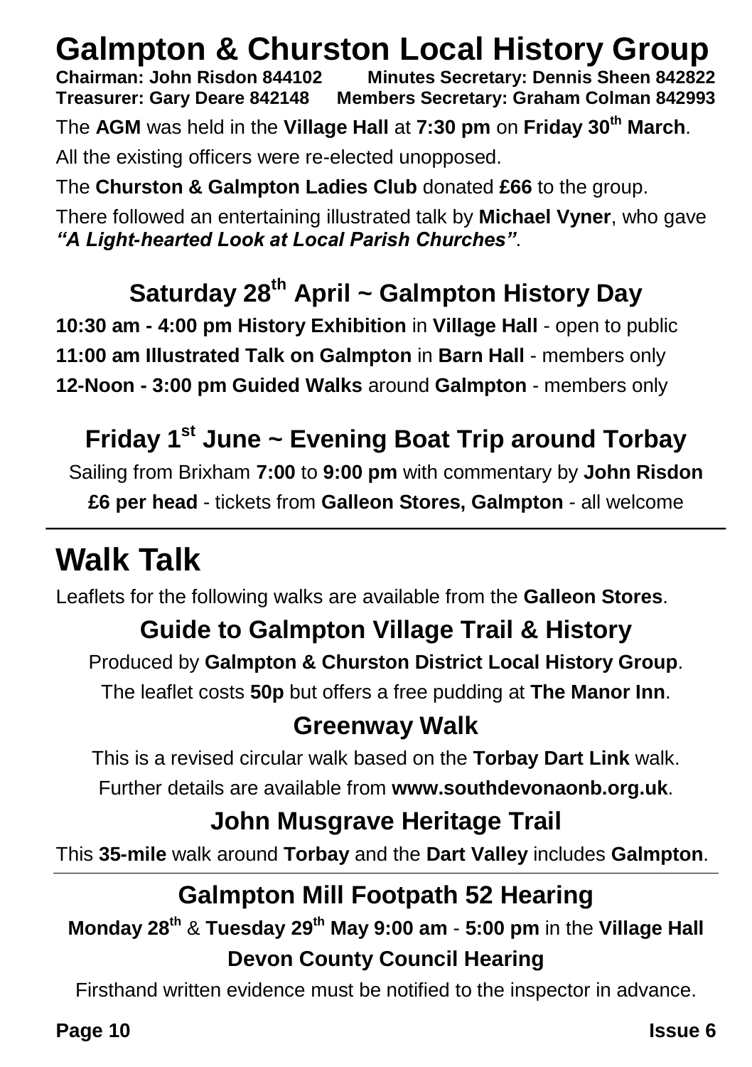# Galmpton & Churston Local History Group

**Chairman: John Risdon 844102 Minutes Secretary: Dennis Sheen 842822**
**Treasurer: Gary Deare 842148 Members Secretary: Graham Colman 842993**

The **AGM** was held in the **Village Hall** at **7:30 pm** on **Friday 30th March**.

All the existing officers were re-elected unopposed.

The **Churston & Galmpton Ladies Club** donated **£66** to the group.

There followed an entertaining illustrated talk by **Michael Vyner**, who gave ***"A Light-hearted Look at Local Parish Churches"***.

## Saturday 28th April ~ Galmpton History Day

**10:30 am - 4:00 pm History Exhibition** in **Village Hall** - open to public

**11:00 am Illustrated Talk on Galmpton** in **Barn Hall** - members only

**12-Noon - 3:00 pm Guided Walks** around **Galmpton** - members only

## Friday 1st June ~ Evening Boat Trip around Torbay

Sailing from Brixham **7:00** to **9:00 pm** with commentary by **John Risdon**

**£6 per head** - tickets from **Galleon Stores, Galmpton** - all welcome

---

# Walk Talk

Leaflets for the following walks are available from the **Galleon Stores**.

## Guide to Galmpton Village Trail & History

Produced by **Galmpton & Churston District Local History Group**.

The leaflet costs **50p** but offers a free pudding at **The Manor Inn**.

## Greenway Walk

This is a revised circular walk based on the **Torbay Dart Link** walk.

Further details are available from **www.southdevonaonb.org.uk**.

## John Musgrave Heritage Trail

This **35-mile** walk around **Torbay** and the **Dart Valley** includes **Galmpton**.

---

## Galmpton Mill Footpath 52 Hearing

**Monday 28th** & **Tuesday 29th May 9:00 am** - **5:00 pm** in the **Village Hall**

**Devon County Council Hearing**

Firsthand written evidence must be notified to the inspector in advance.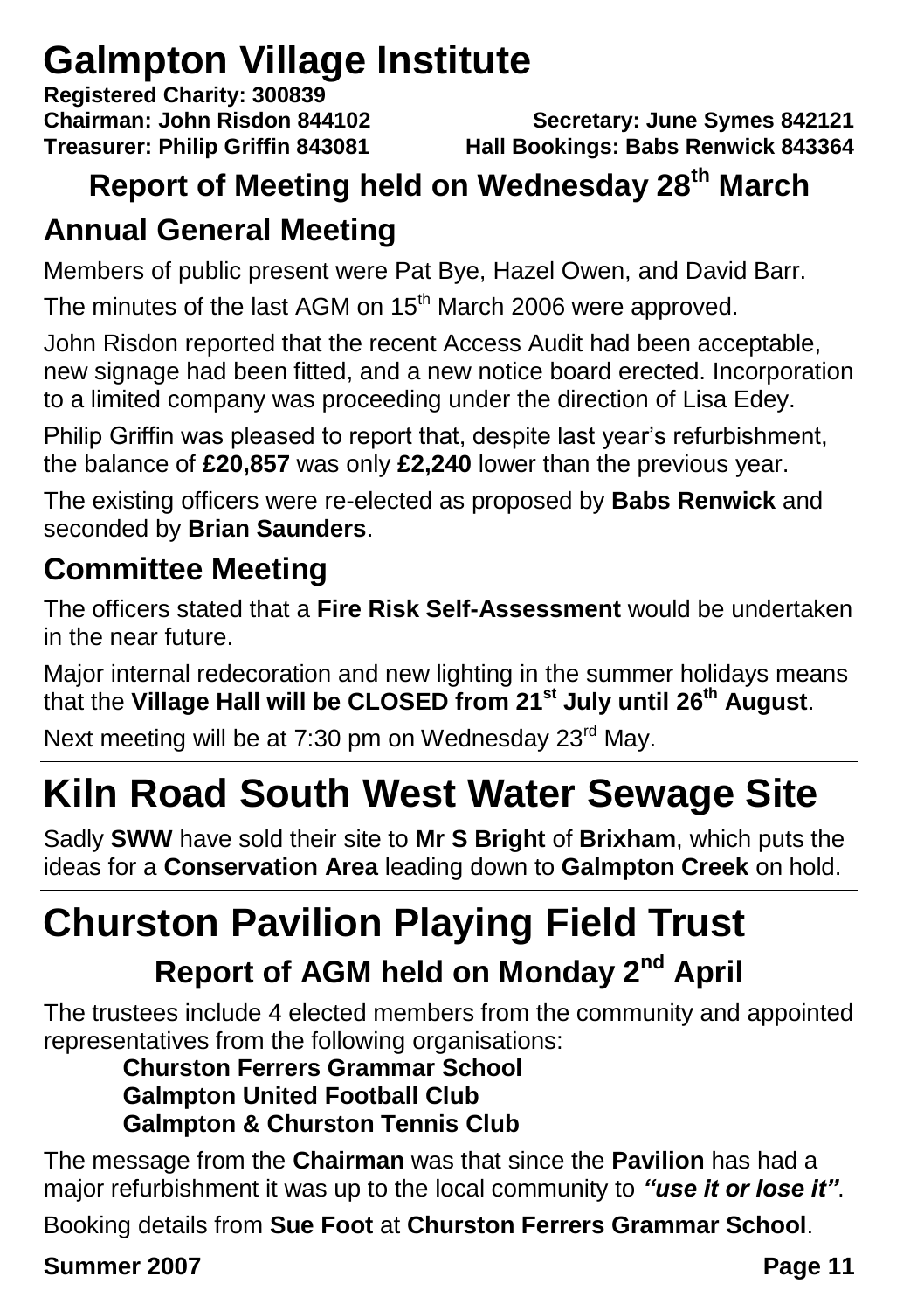# Galmpton Village Institute

**Registered Charity: 300839**
**Chairman: John Risdon 844102** **Secretary: June Symes 842121**
**Treasurer: Philip Griffin 843081** **Hall Bookings: Babs Renwick 843364**

## Report of Meeting held on Wednesday 28th March

### Annual General Meeting

Members of public present were Pat Bye, Hazel Owen, and David Barr.

The minutes of the last AGM on 15th March 2006 were approved.

John Risdon reported that the recent Access Audit had been acceptable, new signage had been fitted, and a new notice board erected. Incorporation to a limited company was proceeding under the direction of Lisa Edey.

Philip Griffin was pleased to report that, despite last year's refurbishment, the balance of **£20,857** was only **£2,240** lower than the previous year.

The existing officers were re-elected as proposed by **Babs Renwick** and seconded by **Brian Saunders**.

### Committee Meeting

The officers stated that a **Fire Risk Self-Assessment** would be undertaken in the near future.

Major internal redecoration and new lighting in the summer holidays means that the **Village Hall will be CLOSED from 21st July until 26th August**.

Next meeting will be at 7:30 pm on Wednesday 23rd May.

---

# Kiln Road South West Water Sewage Site

Sadly **SWW** have sold their site to **Mr S Bright** of **Brixham**, which puts the ideas for a **Conservation Area** leading down to **Galmpton Creek** on hold.

---

# Churston Pavilion Playing Field Trust

## Report of AGM held on Monday 2nd April

The trustees include 4 elected members from the community and appointed representatives from the following organisations:

**Churston Ferrers Grammar School**
**Galmpton United Football Club**
**Galmpton & Churston Tennis Club**

The message from the **Chairman** was that since the **Pavilion** has had a major refurbishment it was up to the local community to ***"use it or lose it"***.

Booking details from **Sue Foot** at **Churston Ferrers Grammar School**.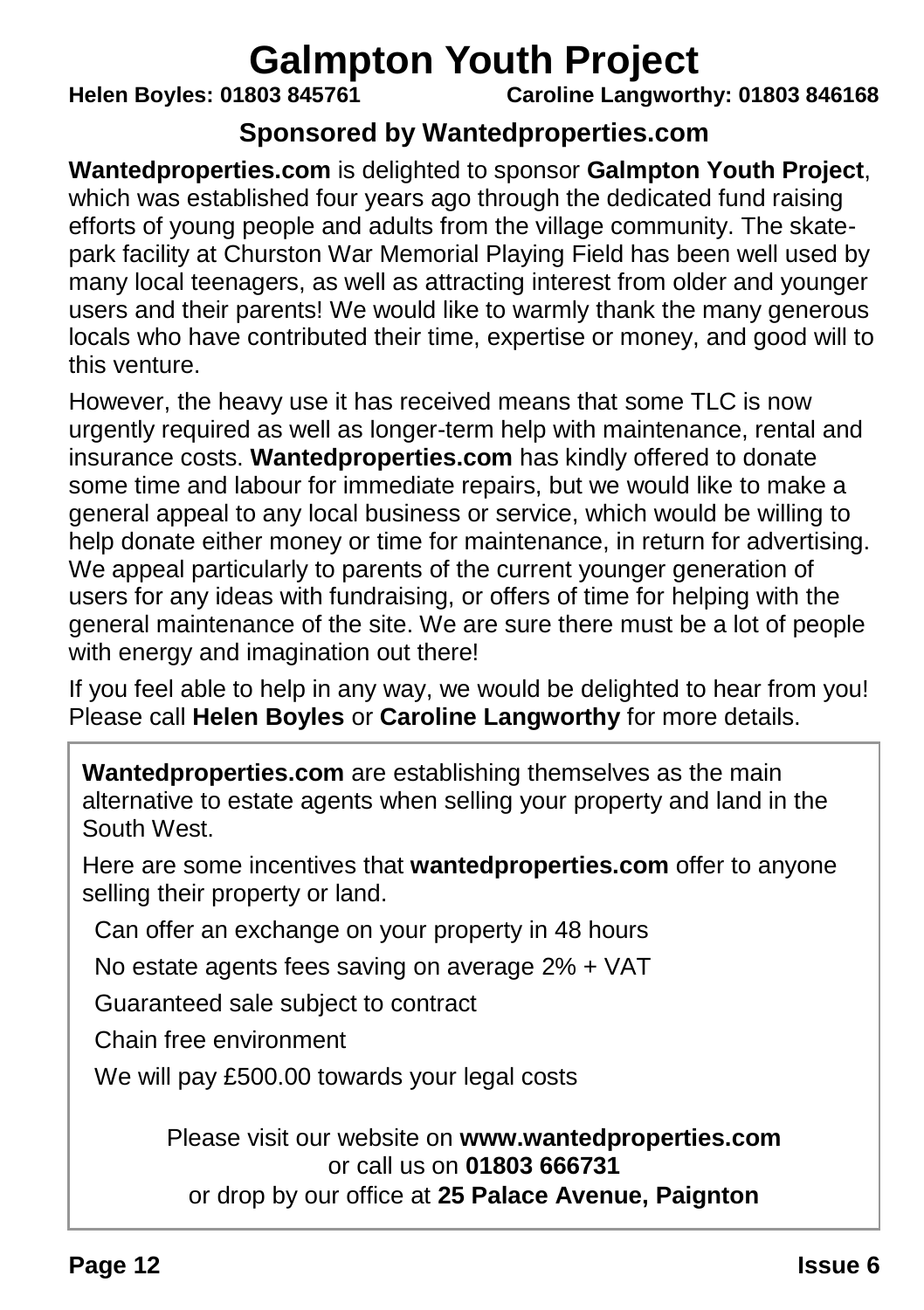# Galmpton Youth Project

**Helen Boyles: 01803 845761** **Caroline Langworthy: 01803 846168**

### Sponsored by Wantedproperties.com

**Wantedproperties.com** is delighted to sponsor **Galmpton Youth Project**, which was established four years ago through the dedicated fund raising efforts of young people and adults from the village community. The skate-park facility at Churston War Memorial Playing Field has been well used by many local teenagers, as well as attracting interest from older and younger users and their parents! We would like to warmly thank the many generous locals who have contributed their time, expertise or money, and good will to this venture.

However, the heavy use it has received means that some TLC is now urgently required as well as longer-term help with maintenance, rental and insurance costs. **Wantedproperties.com** has kindly offered to donate some time and labour for immediate repairs, but we would like to make a general appeal to any local business or service, which would be willing to help donate either money or time for maintenance, in return for advertising. We appeal particularly to parents of the current younger generation of users for any ideas with fundraising, or offers of time for helping with the general maintenance of the site. We are sure there must be a lot of people with energy and imagination out there!

If you feel able to help in any way, we would be delighted to hear from you! Please call **Helen Boyles** or **Caroline Langworthy** for more details.

---

**Wantedproperties.com** are establishing themselves as the main alternative to estate agents when selling your property and land in the South West.

Here are some incentives that **wantedproperties.com** offer to anyone selling their property or land.

- Can offer an exchange on your property in 48 hours
- No estate agents fees saving on average 2% + VAT
- Guaranteed sale subject to contract
- Chain free environment
- We will pay £500.00 towards your legal costs

Please visit our website on **www.wantedproperties.com**
or call us on **01803 666731**
or drop by our office at **25 Palace Avenue, Paignton**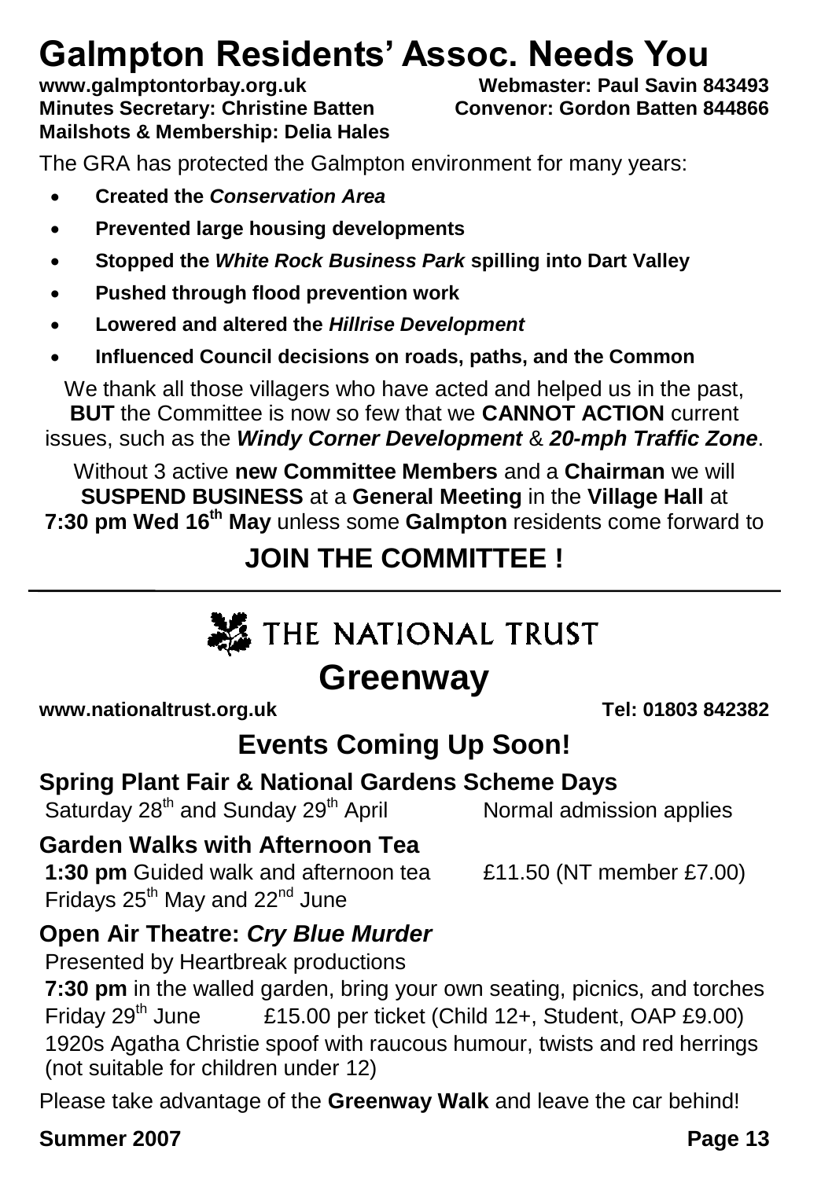# Galmpton Residents' Assoc. Needs You

**www.galmptontorbay.org.uk** **Webmaster: Paul Savin 843493**
**Minutes Secretary: Christine Batten** **Convenor: Gordon Batten 844866**
**Mailshots & Membership: Delia Hales**

The GRA has protected the Galmpton environment for many years:

- **Created the *Conservation Area***
- **Prevented large housing developments**
- **Stopped the *White Rock Business Park* spilling into Dart Valley**
- **Pushed through flood prevention work**
- **Lowered and altered the *Hillrise Development***
- **Influenced Council decisions on roads, paths, and the Common**

We thank all those villagers who have acted and helped us in the past, **BUT** the Committee is now so few that we **CANNOT ACTION** current issues, such as the ***Windy Corner Development*** & ***20-mph Traffic Zone***.

Without 3 active **new Committee Members** and a **Chairman** we will **SUSPEND BUSINESS** at a **General Meeting** in the **Village Hall** at **7:30 pm Wed 16th May** unless some **Galmpton** residents come forward to

## JOIN THE COMMITTEE !

---

THE NATIONAL TRUST

# Greenway

**www.nationaltrust.org.uk** **Tel: 01803 842382**

## Events Coming Up Soon!

### Spring Plant Fair & National Gardens Scheme Days

Saturday 28th and Sunday 29th April — Normal admission applies

### Garden Walks with Afternoon Tea

**1:30 pm** Guided walk and afternoon tea — £11.50 (NT member £7.00)
Fridays 25th May and 22nd June

### Open Air Theatre: *Cry Blue Murder*

Presented by Heartbreak productions
**7:30 pm** in the walled garden, bring your own seating, picnics, and torches
Friday 29th June — £15.00 per ticket (Child 12+, Student, OAP £9.00)
1920s Agatha Christie spoof with raucous humour, twists and red herrings (not suitable for children under 12)

Please take advantage of the **Greenway Walk** and leave the car behind!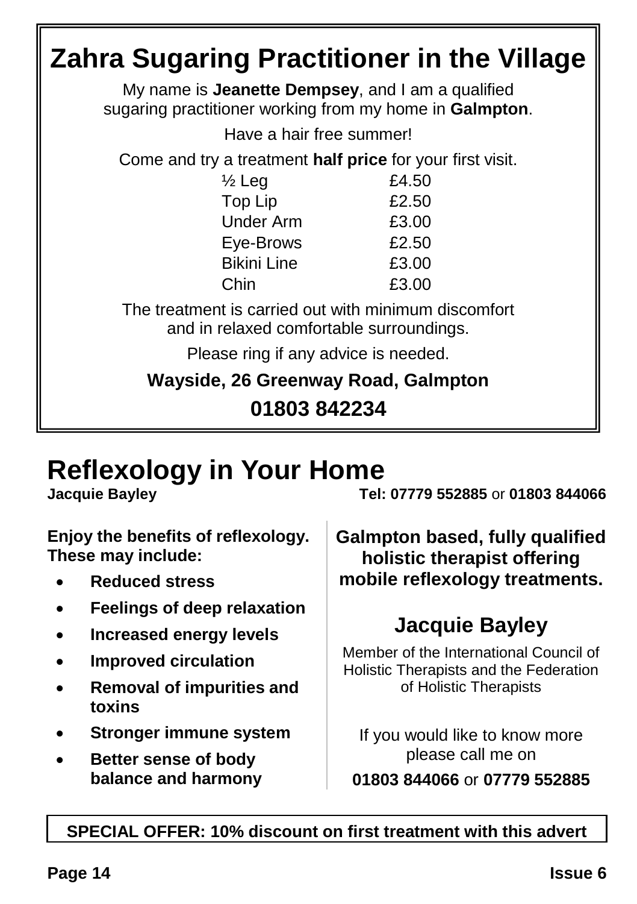# Zahra Sugaring Practitioner in the Village

My name is **Jeanette Dempsey**, and I am a qualified sugaring practitioner working from my home in **Galmpton**.

Have a hair free summer!

Come and try a treatment **half price** for your first visit.

| | |
|---|---|
| ½ Leg | £4.50 |
| Top Lip | £2.50 |
| Under Arm | £3.00 |
| Eye-Brows | £2.50 |
| Bikini Line | £3.00 |
| Chin | £3.00 |

The treatment is carried out with minimum discomfort and in relaxed comfortable surroundings.

Please ring if any advice is needed.

**Wayside, 26 Greenway Road, Galmpton**

**01803 842234**

# Reflexology in Your Home

**Jacquie Bayley** **Tel: 07779 552885** or **01803 844066**

**Enjoy the benefits of reflexology. These may include:**

- **Reduced stress**
- **Feelings of deep relaxation**
- **Increased energy levels**
- **Improved circulation**
- **Removal of impurities and toxins**
- **Stronger immune system**
- **Better sense of body balance and harmony**

**Galmpton based, fully qualified holistic therapist offering mobile reflexology treatments.**

## Jacquie Bayley

Member of the International Council of Holistic Therapists and the Federation of Holistic Therapists

If you would like to know more please call me on

**01803 844066** or **07779 552885**

**SPECIAL OFFER: 10% discount on first treatment with this advert**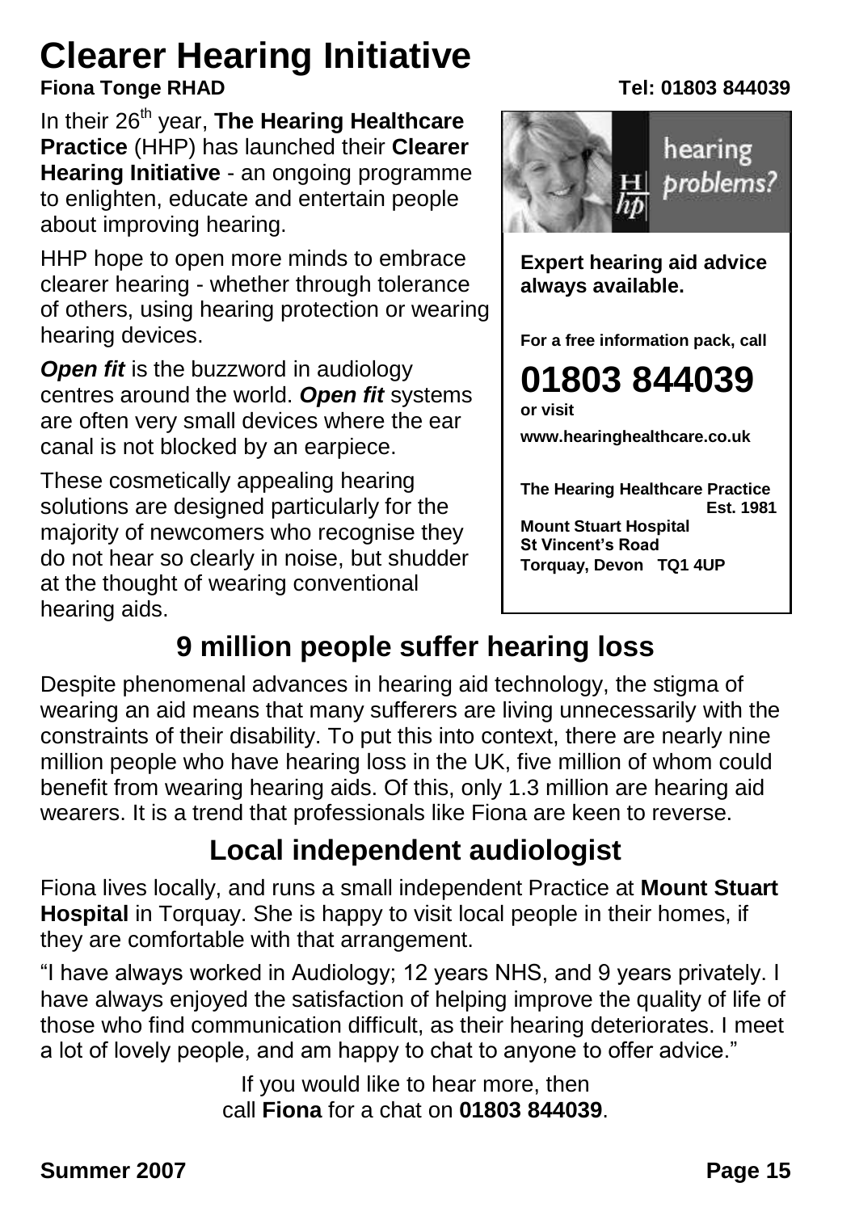# Clearer Hearing Initiative

**Fiona Tonge RHAD** **Tel: 01803 844039**

In their 26th year, **The Hearing Healthcare Practice** (HHP) has launched their **Clearer Hearing Initiative** - an ongoing programme to enlighten, educate and entertain people about improving hearing.

HHP hope to open more minds to embrace clearer hearing - whether through tolerance of others, using hearing protection or wearing hearing devices.

***Open fit*** is the buzzword in audiology centres around the world. ***Open fit*** systems are often very small devices where the ear canal is not blocked by an earpiece.

These cosmetically appealing hearing solutions are designed particularly for the majority of newcomers who recognise they do not hear so clearly in noise, but shudder at the thought of wearing conventional hearing aids.

hearing problems?

**Expert hearing aid advice always available.**

**For a free information pack, call**

**01803 844039**

**or visit**

**www.hearinghealthcare.co.uk**

**The Hearing Healthcare Practice**
**Est. 1981**
**Mount Stuart Hospital**
**St Vincent's Road**
**Torquay, Devon TQ1 4UP**

## 9 million people suffer hearing loss

Despite phenomenal advances in hearing aid technology, the stigma of wearing an aid means that many sufferers are living unnecessarily with the constraints of their disability. To put this into context, there are nearly nine million people who have hearing loss in the UK, five million of whom could benefit from wearing hearing aids. Of this, only 1.3 million are hearing aid wearers. It is a trend that professionals like Fiona are keen to reverse.

## Local independent audiologist

Fiona lives locally, and runs a small independent Practice at **Mount Stuart Hospital** in Torquay. She is happy to visit local people in their homes, if they are comfortable with that arrangement.

"I have always worked in Audiology; 12 years NHS, and 9 years privately. I have always enjoyed the satisfaction of helping improve the quality of life of those who find communication difficult, as their hearing deteriorates. I meet a lot of lovely people, and am happy to chat to anyone to offer advice."

If you would like to hear more, then call **Fiona** for a chat on **01803 844039**.

**Summer 2007**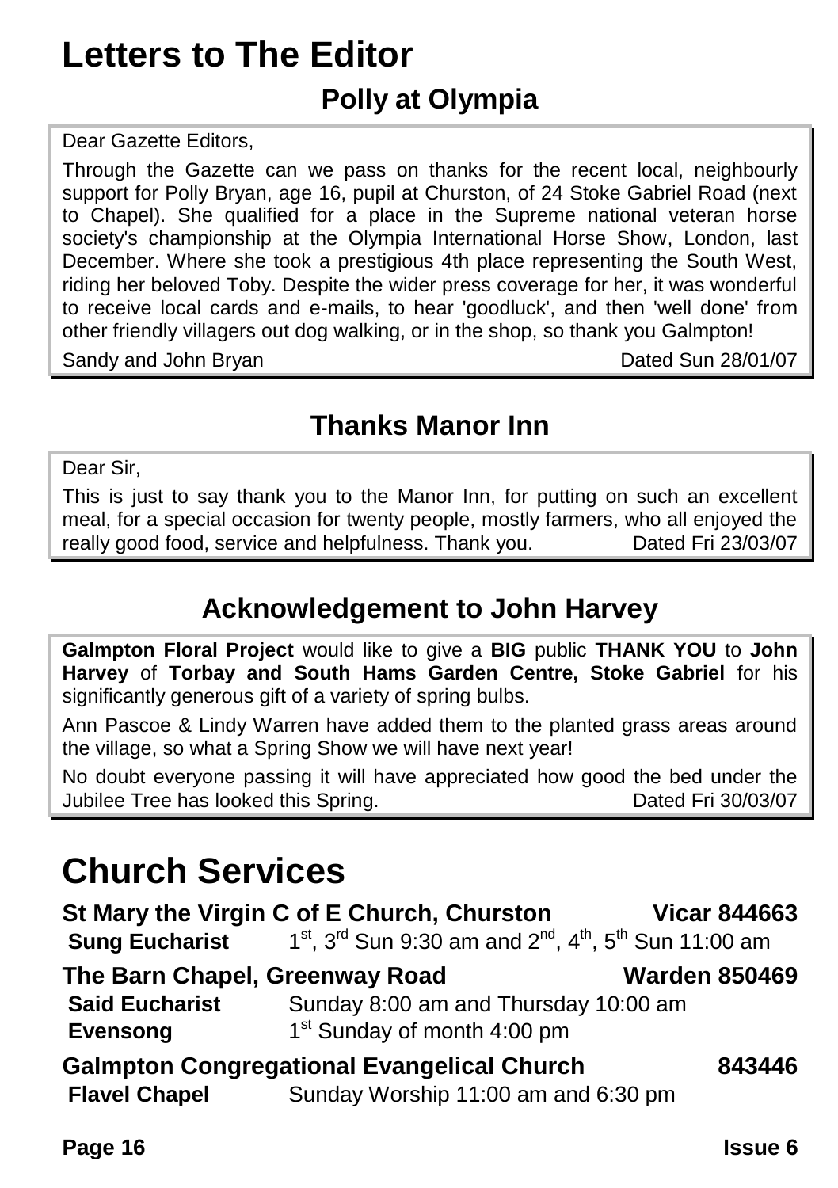# Letters to The Editor

## Polly at Olympia

Dear Gazette Editors,

Through the Gazette can we pass on thanks for the recent local, neighbourly support for Polly Bryan, age 16, pupil at Churston, of 24 Stoke Gabriel Road (next to Chapel). She qualified for a place in the Supreme national veteran horse society's championship at the Olympia International Horse Show, London, last December. Where she took a prestigious 4th place representing the South West, riding her beloved Toby. Despite the wider press coverage for her, it was wonderful to receive local cards and e-mails, to hear 'goodluck', and then 'well done' from other friendly villagers out dog walking, or in the shop, so thank you Galmpton!

Sandy and John Bryan — Dated Sun 28/01/07

## Thanks Manor Inn

Dear Sir,

This is just to say thank you to the Manor Inn, for putting on such an excellent meal, for a special occasion for twenty people, mostly farmers, who all enjoyed the really good food, service and helpfulness. Thank you. — Dated Fri 23/03/07

## Acknowledgement to John Harvey

**Galmpton Floral Project** would like to give a **BIG** public **THANK YOU** to **John Harvey** of **Torbay and South Hams Garden Centre, Stoke Gabriel** for his significantly generous gift of a variety of spring bulbs.

Ann Pascoe & Lindy Warren have added them to the planted grass areas around the village, so what a Spring Show we will have next year!

No doubt everyone passing it will have appreciated how good the bed under the Jubilee Tree has looked this Spring. — Dated Fri 30/03/07

# Church Services

### St Mary the Virgin C of E Church, Churston — Vicar 844663

**Sung Eucharist** 1st, 3rd Sun 9:30 am and 2nd, 4th, 5th Sun 11:00 am

### The Barn Chapel, Greenway Road — Warden 850469

**Said Eucharist** Sunday 8:00 am and Thursday 10:00 am

**Evensong** 1st Sunday of month 4:00 pm

### Galmpton Congregational Evangelical Church — 843446

**Flavel Chapel** Sunday Worship 11:00 am and 6:30 pm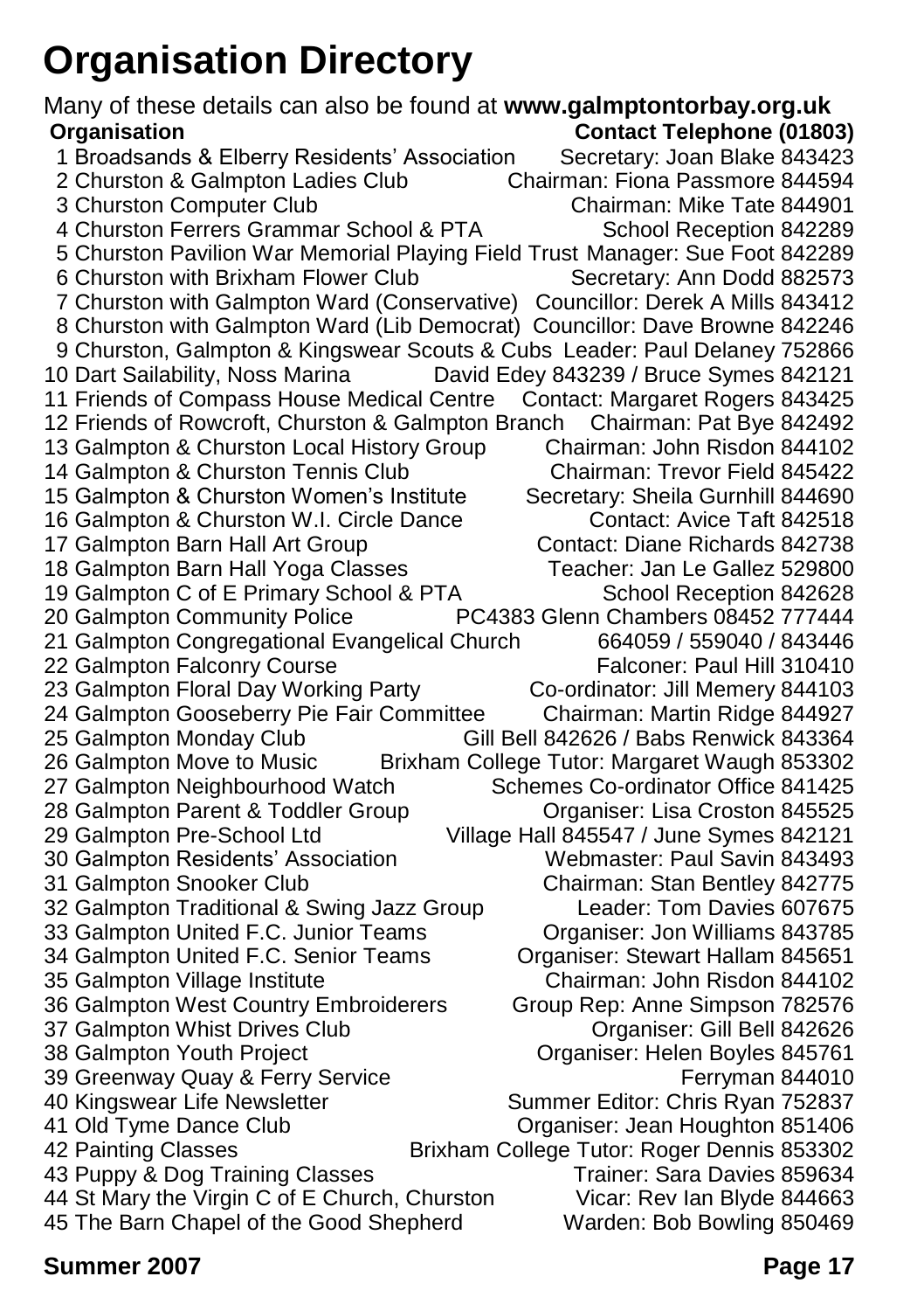# Organisation Directory

Many of these details can also be found at **www.galmptontorbay.org.uk**

| | Organisation | Contact Telephone (01803) |
|---|---|---|
| 1 | Broadsands & Elberry Residents' Association | Secretary: Joan Blake 843423 |
| 2 | Churston & Galmpton Ladies Club | Chairman: Fiona Passmore 844594 |
| 3 | Churston Computer Club | Chairman: Mike Tate 844901 |
| 4 | Churston Ferrers Grammar School & PTA | School Reception 842289 |
| 5 | Churston Pavilion War Memorial Playing Field Trust | Manager: Sue Foot 842289 |
| 6 | Churston with Brixham Flower Club | Secretary: Ann Dodd 882573 |
| 7 | Churston with Galmpton Ward (Conservative) | Councillor: Derek A Mills 843412 |
| 8 | Churston with Galmpton Ward (Lib Democrat) | Councillor: Dave Browne 842246 |
| 9 | Churston, Galmpton & Kingswear Scouts & Cubs | Leader: Paul Delaney 752866 |
| 10 | Dart Sailability, Noss Marina | David Edey 843239 / Bruce Symes 842121 |
| 11 | Friends of Compass House Medical Centre | Contact: Margaret Rogers 843425 |
| 12 | Friends of Rowcroft, Churston & Galmpton Branch | Chairman: Pat Bye 842492 |
| 13 | Galmpton & Churston Local History Group | Chairman: John Risdon 844102 |
| 14 | Galmpton & Churston Tennis Club | Chairman: Trevor Field 845422 |
| 15 | Galmpton & Churston Women's Institute | Secretary: Sheila Gurnhill 844690 |
| 16 | Galmpton & Churston W.I. Circle Dance | Contact: Avice Taft 842518 |
| 17 | Galmpton Barn Hall Art Group | Contact: Diane Richards 842738 |
| 18 | Galmpton Barn Hall Yoga Classes | Teacher: Jan Le Gallez 529800 |
| 19 | Galmpton C of E Primary School & PTA | School Reception 842628 |
| 20 | Galmpton Community Police | PC4383 Glenn Chambers 08452 777444 |
| 21 | Galmpton Congregational Evangelical Church | 664059 / 559040 / 843446 |
| 22 | Galmpton Falconry Course | Falconer: Paul Hill 310410 |
| 23 | Galmpton Floral Day Working Party | Co-ordinator: Jill Memery 844103 |
| 24 | Galmpton Gooseberry Pie Fair Committee | Chairman: Martin Ridge 844927 |
| 25 | Galmpton Monday Club | Gill Bell 842626 / Babs Renwick 843364 |
| 26 | Galmpton Move to Music | Brixham College Tutor: Margaret Waugh 853302 |
| 27 | Galmpton Neighbourhood Watch | Schemes Co-ordinator Office 841425 |
| 28 | Galmpton Parent & Toddler Group | Organiser: Lisa Croston 845525 |
| 29 | Galmpton Pre-School Ltd | Village Hall 845547 / June Symes 842121 |
| 30 | Galmpton Residents' Association | Webmaster: Paul Savin 843493 |
| 31 | Galmpton Snooker Club | Chairman: Stan Bentley 842775 |
| 32 | Galmpton Traditional & Swing Jazz Group | Leader: Tom Davies 607675 |
| 33 | Galmpton United F.C. Junior Teams | Organiser: Jon Williams 843785 |
| 34 | Galmpton United F.C. Senior Teams | Organiser: Stewart Hallam 845651 |
| 35 | Galmpton Village Institute | Chairman: John Risdon 844102 |
| 36 | Galmpton West Country Embroiderers | Group Rep: Anne Simpson 782576 |
| 37 | Galmpton Whist Drives Club | Organiser: Gill Bell 842626 |
| 38 | Galmpton Youth Project | Organiser: Helen Boyles 845761 |
| 39 | Greenway Quay & Ferry Service | Ferryman 844010 |
| 40 | Kingswear Life Newsletter | Summer Editor: Chris Ryan 752837 |
| 41 | Old Tyme Dance Club | Organiser: Jean Houghton 851406 |
| 42 | Painting Classes | Brixham College Tutor: Roger Dennis 853302 |
| 43 | Puppy & Dog Training Classes | Trainer: Sara Davies 859634 |
| 44 | St Mary the Virgin C of E Church, Churston | Vicar: Rev Ian Blyde 844663 |
| 45 | The Barn Chapel of the Good Shepherd | Warden: Bob Bowling 850469 |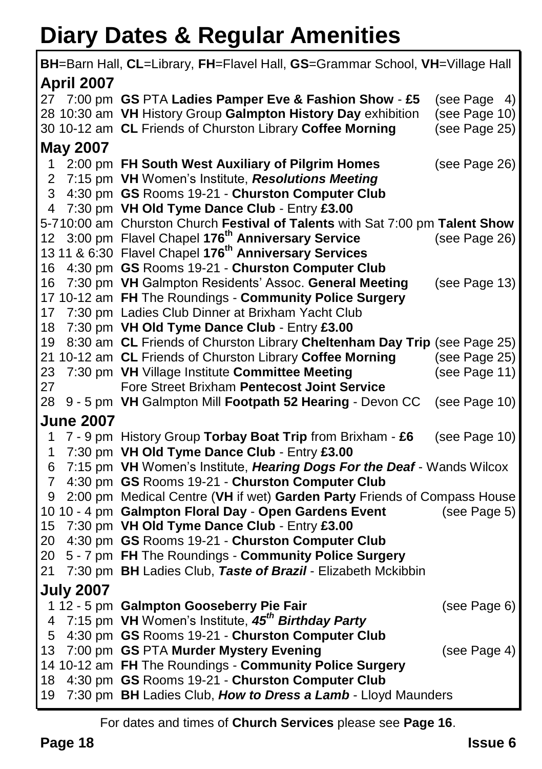# Diary Dates & Regular Amenities

**BH**=Barn Hall, **CL**=Library, **FH**=Flavel Hall, **GS**=Grammar School, **VH**=Village Hall

## April 2007

| Date | Time | Event | Page |
|---|---|---|---|
| 27 | 7:00 pm | **GS** PTA **Ladies Pamper Eve & Fashion Show** - **£5** | (see Page 4) |
| 28 | 10:30 am | **VH** History Group **Galmpton History Day** exhibition | (see Page 10) |
| 30 | 10-12 am | **CL** Friends of Churston Library **Coffee Morning** | (see Page 25) |

## May 2007

| Date | Time | Event | Page |
|---|---|---|---|
| 1 | 2:00 pm | **FH South West Auxiliary of Pilgrim Homes** | (see Page 26) |
| 2 | 7:15 pm | **VH** Women's Institute, ***Resolutions Meeting*** | |
| 3 | 4:30 pm | **GS** Rooms 19-21 - **Churston Computer Club** | |
| 4 | 7:30 pm | **VH Old Tyme Dance Club** - Entry **£3.00** | |
| 5-7 | 10:00 am | Churston Church **Festival of Talents** with Sat 7:00 pm **Talent Show** | |
| 12 | 3:00 pm | Flavel Chapel **176th Anniversary Service** | (see Page 26) |
| 13 | 11 & 6:30 | Flavel Chapel **176th Anniversary Services** | |
| 16 | 4:30 pm | **GS** Rooms 19-21 - **Churston Computer Club** | |
| 16 | 7:30 pm | **VH** Galmpton Residents' Assoc. **General Meeting** | (see Page 13) |
| 17 | 10-12 am | **FH** The Roundings - **Community Police Surgery** | |
| 17 | 7:30 pm | Ladies Club Dinner at Brixham Yacht Club | |
| 18 | 7:30 pm | **VH Old Tyme Dance Club** - Entry **£3.00** | |
| 19 | 8:30 am | **CL** Friends of Churston Library **Cheltenham Day Trip** | (see Page 25) |
| 21 | 10-12 am | **CL** Friends of Churston Library **Coffee Morning** | (see Page 25) |
| 23 | 7:30 pm | **VH** Village Institute **Committee Meeting** | (see Page 11) |
| 27 | | Fore Street Brixham **Pentecost Joint Service** | |
| 28 | 9 - 5 pm | **VH** Galmpton Mill **Footpath 52 Hearing** - Devon CC | (see Page 10) |

## June 2007

| Date | Time | Event | Page |
|---|---|---|---|
| 1 | 7 - 9 pm | History Group **Torbay Boat Trip** from Brixham - **£6** | (see Page 10) |
| 1 | 7:30 pm | **VH Old Tyme Dance Club** - Entry **£3.00** | |
| 6 | 7:15 pm | **VH** Women's Institute, ***Hearing Dogs For the Deaf*** - Wands Wilcox | |
| 7 | 4:30 pm | **GS** Rooms 19-21 - **Churston Computer Club** | |
| 9 | 2:00 pm | Medical Centre (**VH** if wet) **Garden Party** Friends of Compass House | |
| 10 | 10 - 4 pm | **Galmpton Floral Day** - **Open Gardens Event** | (see Page 5) |
| 15 | 7:30 pm | **VH Old Tyme Dance Club** - Entry **£3.00** | |
| 20 | 4:30 pm | **GS** Rooms 19-21 - **Churston Computer Club** | |
| 20 | 5 - 7 pm | **FH** The Roundings - **Community Police Surgery** | |
| 21 | 7:30 pm | **BH** Ladies Club, ***Taste of Brazil*** - Elizabeth Mckibbin | |

## July 2007

| Date | Time | Event | Page |
|---|---|---|---|
| 1 | 12 - 5 pm | **Galmpton Gooseberry Pie Fair** | (see Page 6) |
| 4 | 7:15 pm | **VH** Women's Institute, ***45th Birthday Party*** | |
| 5 | 4:30 pm | **GS** Rooms 19-21 - **Churston Computer Club** | |
| 13 | 7:00 pm | **GS** PTA **Murder Mystery Evening** | (see Page 4) |
| 14 | 10-12 am | **FH** The Roundings - **Community Police Surgery** | |
| 18 | 4:30 pm | **GS** Rooms 19-21 - **Churston Computer Club** | |
| 19 | 7:30 pm | **BH** Ladies Club, ***How to Dress a Lamb*** - Lloyd Maunders | |

For dates and times of **Church Services** please see **Page 16**.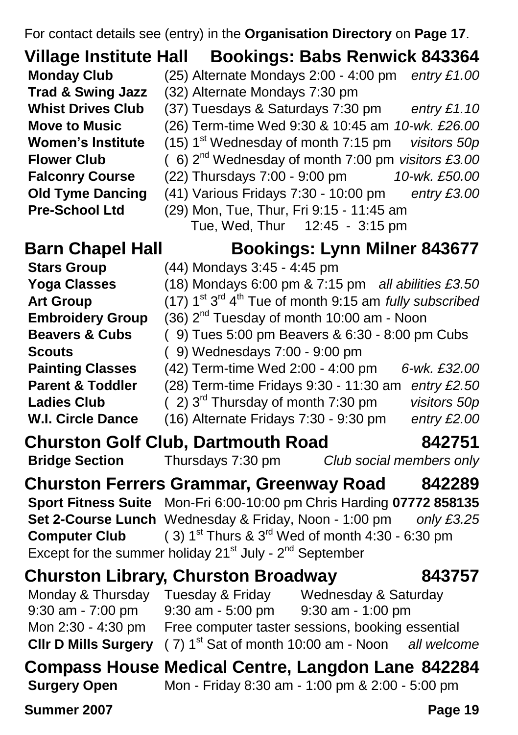For contact details see (entry) in the **Organisation Directory** on **Page 17**.

## Village Institute Hall   Bookings: Babs Renwick 843364

| | | |
|---|---|---|
| **Monday Club** | (25) Alternate Mondays 2:00 - 4:00 pm | *entry £1.00* |
| **Trad & Swing Jazz** | (32) Alternate Mondays 7:30 pm | |
| **Whist Drives Club** | (37) Tuesdays & Saturdays 7:30 pm | *entry £1.10* |
| **Move to Music** | (26) Term-time Wed 9:30 & 10:45 am | *10-wk. £26.00* |
| **Women's Institute** | (15) 1st Wednesday of month 7:15 pm | *visitors 50p* |
| **Flower Club** | ( 6) 2nd Wednesday of month 7:00 pm | *visitors £3.00* |
| **Falconry Course** | (22) Thursdays 7:00 - 9:00 pm | *10-wk. £50.00* |
| **Old Tyme Dancing** | (41) Various Fridays 7:30 - 10:00 pm | *entry £3.00* |
| **Pre-School Ltd** | (29) Mon, Tue, Thur, Fri 9:15 - 11:45 am<br>Tue, Wed, Thur 12:45 - 3:15 pm | |

## Barn Chapel Hall   Bookings: Lynn Milner 843677

| | | |
|---|---|---|
| **Stars Group** | (44) Mondays 3:45 - 4:45 pm | |
| **Yoga Classes** | (18) Mondays 6:00 pm & 7:15 pm | *all abilities £3.50* |
| **Art Group** | (17) 1st 3rd 4th Tue of month 9:15 am | *fully subscribed* |
| **Embroidery Group** | (36) 2nd Tuesday of month 10:00 am - Noon | |
| **Beavers & Cubs** | ( 9) Tues 5:00 pm Beavers & 6:30 - 8:00 pm Cubs | |
| **Scouts** | ( 9) Wednesdays 7:00 - 9:00 pm | |
| **Painting Classes** | (42) Term-time Wed 2:00 - 4:00 pm | *6-wk. £32.00* |
| **Parent & Toddler** | (28) Term-time Fridays 9:30 - 11:30 am | *entry £2.50* |
| **Ladies Club** | ( 2) 3rd Thursday of month 7:30 pm | *visitors 50p* |
| **W.I. Circle Dance** | (16) Alternate Fridays 7:30 - 9:30 pm | *entry £2.00* |

## Churston Golf Club, Dartmouth Road   842751

| | | |
|---|---|---|
| **Bridge Section** | Thursdays 7:30 pm | *Club social members only* |

## Churston Ferrers Grammar, Greenway Road   842289

| | | |
|---|---|---|
| **Sport Fitness Suite** | Mon-Fri 6:00-10:00 pm Chris Harding **07772 858135** | |
| **Set 2-Course Lunch** | Wednesday & Friday, Noon - 1:00 pm | *only £3.25* |
| **Computer Club** | ( 3) 1st Thurs & 3rd Wed of month 4:30 - 6:30 pm | |

Except for the summer holiday 21st July - 2nd September

## Churston Library, Churston Broadway   843757

| Monday & Thursday | Tuesday & Friday | Wednesday & Saturday |
|---|---|---|
| 9:30 am - 7:00 pm | 9:30 am - 5:00 pm | 9:30 am - 1:00 pm |

Mon 2:30 - 4:30 pm   Free computer taster sessions, booking essential

**Cllr D Mills Surgery**   ( 7) 1st Sat of month 10:00 am - Noon   *all welcome*

## Compass House Medical Centre, Langdon Lane 842284

**Surgery Open**   Mon - Friday 8:30 am - 1:00 pm & 2:00 - 5:00 pm

**Summer 2007**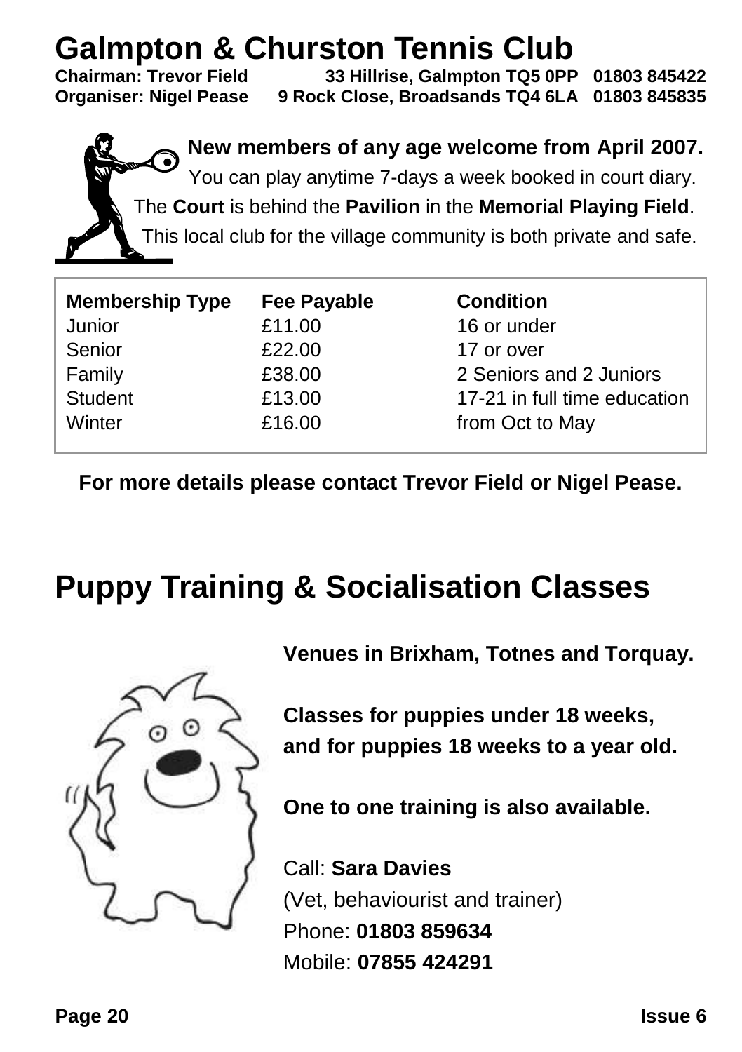# Galmpton & Churston Tennis Club

**Chairman: Trevor Field** **33 Hillrise, Galmpton TQ5 0PP** **01803 845422**
**Organiser: Nigel Pease** **9 Rock Close, Broadsands TQ4 6LA** **01803 845835**

**New members of any age welcome from April 2007.**

You can play anytime 7-days a week booked in court diary.

The **Court** is behind the **Pavilion** in the **Memorial Playing Field**.

This local club for the village community is both private and safe.

| Membership Type | Fee Payable | Condition |
| --- | --- | --- |
| Junior | £11.00 | 16 or under |
| Senior | £22.00 | 17 or over |
| Family | £38.00 | 2 Seniors and 2 Juniors |
| Student | £13.00 | 17-21 in full time education |
| Winter | £16.00 | from Oct to May |

**For more details please contact Trevor Field or Nigel Pease.**

---

# Puppy Training & Socialisation Classes

**Venues in Brixham, Totnes and Torquay.**

**Classes for puppies under 18 weeks, and for puppies 18 weeks to a year old.**

**One to one training is also available.**

Call: **Sara Davies**
(Vet, behaviourist and trainer)
Phone: **01803 859634**
Mobile: **07855 424291**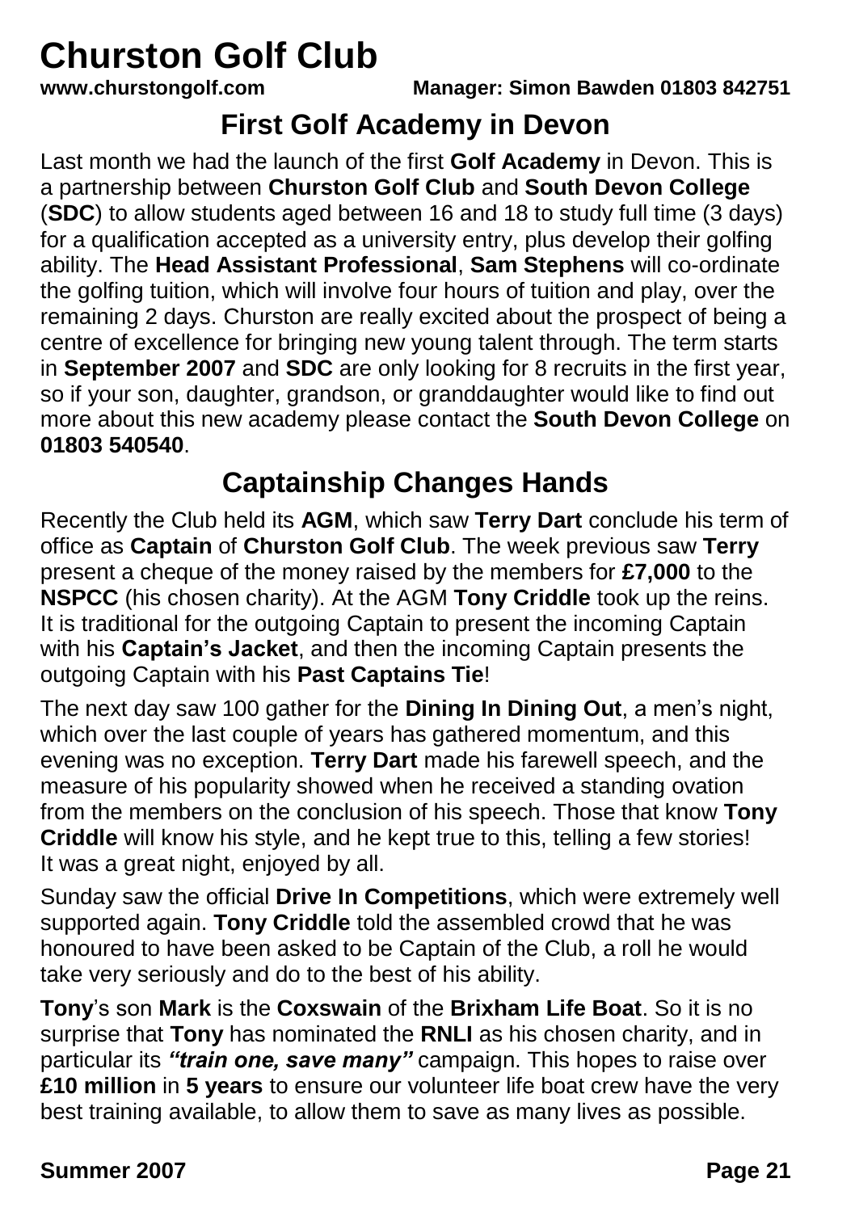# Churston Golf Club

**www.churstongolf.com** **Manager: Simon Bawden 01803 842751**

## First Golf Academy in Devon

Last month we had the launch of the first **Golf Academy** in Devon. This is a partnership between **Churston Golf Club** and **South Devon College** (**SDC**) to allow students aged between 16 and 18 to study full time (3 days) for a qualification accepted as a university entry, plus develop their golfing ability. The **Head Assistant Professional**, **Sam Stephens** will co-ordinate the golfing tuition, which will involve four hours of tuition and play, over the remaining 2 days. Churston are really excited about the prospect of being a centre of excellence for bringing new young talent through. The term starts in **September 2007** and **SDC** are only looking for 8 recruits in the first year, so if your son, daughter, grandson, or granddaughter would like to find out more about this new academy please contact the **South Devon College** on **01803 540540**.

## Captainship Changes Hands

Recently the Club held its **AGM**, which saw **Terry Dart** conclude his term of office as **Captain** of **Churston Golf Club**. The week previous saw **Terry** present a cheque of the money raised by the members for **£7,000** to the **NSPCC** (his chosen charity). At the AGM **Tony Criddle** took up the reins. It is traditional for the outgoing Captain to present the incoming Captain with his **Captain's Jacket**, and then the incoming Captain presents the outgoing Captain with his **Past Captains Tie**!

The next day saw 100 gather for the **Dining In Dining Out**, a men's night, which over the last couple of years has gathered momentum, and this evening was no exception. **Terry Dart** made his farewell speech, and the measure of his popularity showed when he received a standing ovation from the members on the conclusion of his speech. Those that know **Tony Criddle** will know his style, and he kept true to this, telling a few stories! It was a great night, enjoyed by all.

Sunday saw the official **Drive In Competitions**, which were extremely well supported again. **Tony Criddle** told the assembled crowd that he was honoured to have been asked to be Captain of the Club, a roll he would take very seriously and do to the best of his ability.

**Tony**'s son **Mark** is the **Coxswain** of the **Brixham Life Boat**. So it is no surprise that **Tony** has nominated the **RNLI** as his chosen charity, and in particular its ***"train one, save many"*** campaign. This hopes to raise over **£10 million** in **5 years** to ensure our volunteer life boat crew have the very best training available, to allow them to save as many lives as possible.

**Summer 2007**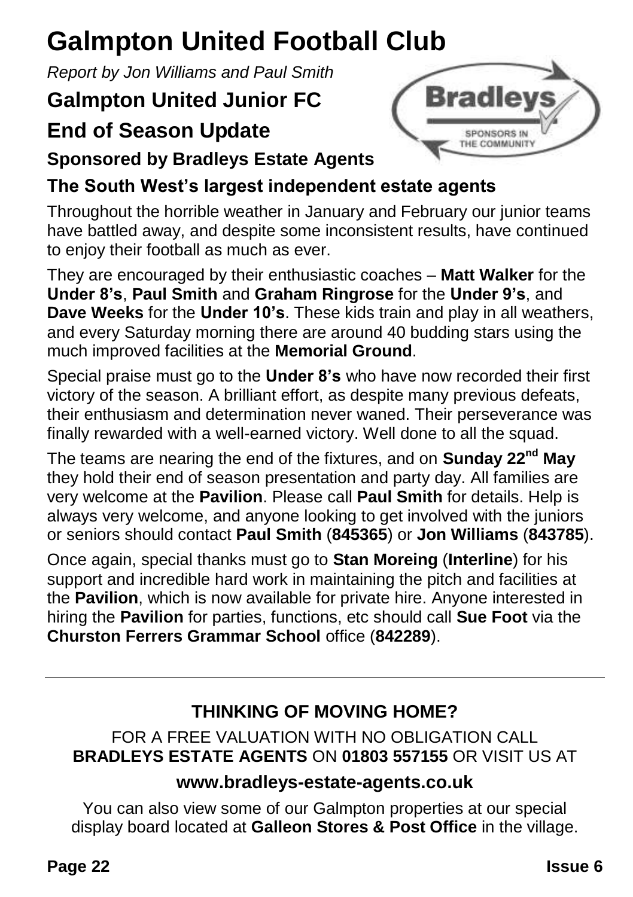# Galmpton United Football Club

*Report by Jon Williams and Paul Smith*

## Galmpton United Junior FC

## End of Season Update

### Sponsored by Bradleys Estate Agents

### The South West's largest independent estate agents

Throughout the horrible weather in January and February our junior teams have battled away, and despite some inconsistent results, have continued to enjoy their football as much as ever.

They are encouraged by their enthusiastic coaches – **Matt Walker** for the **Under 8's**, **Paul Smith** and **Graham Ringrose** for the **Under 9's**, and **Dave Weeks** for the **Under 10's**. These kids train and play in all weathers, and every Saturday morning there are around 40 budding stars using the much improved facilities at the **Memorial Ground**.

Special praise must go to the **Under 8's** who have now recorded their first victory of the season. A brilliant effort, as despite many previous defeats, their enthusiasm and determination never waned. Their perseverance was finally rewarded with a well-earned victory. Well done to all the squad.

The teams are nearing the end of the fixtures, and on **Sunday 22nd May** they hold their end of season presentation and party day. All families are very welcome at the **Pavilion**. Please call **Paul Smith** for details. Help is always very welcome, and anyone looking to get involved with the juniors or seniors should contact **Paul Smith** (**845365**) or **Jon Williams** (**843785**).

Once again, special thanks must go to **Stan Moreing** (**Interline**) for his support and incredible hard work in maintaining the pitch and facilities at the **Pavilion**, which is now available for private hire. Anyone interested in hiring the **Pavilion** for parties, functions, etc should call **Sue Foot** via the **Churston Ferrers Grammar School** office (**842289**).

---

**THINKING OF MOVING HOME?**

FOR A FREE VALUATION WITH NO OBLIGATION CALL **BRADLEYS ESTATE AGENTS** ON **01803 557155** OR VISIT US AT

**www.bradleys-estate-agents.co.uk**

You can also view some of our Galmpton properties at our special display board located at **Galleon Stores & Post Office** in the village.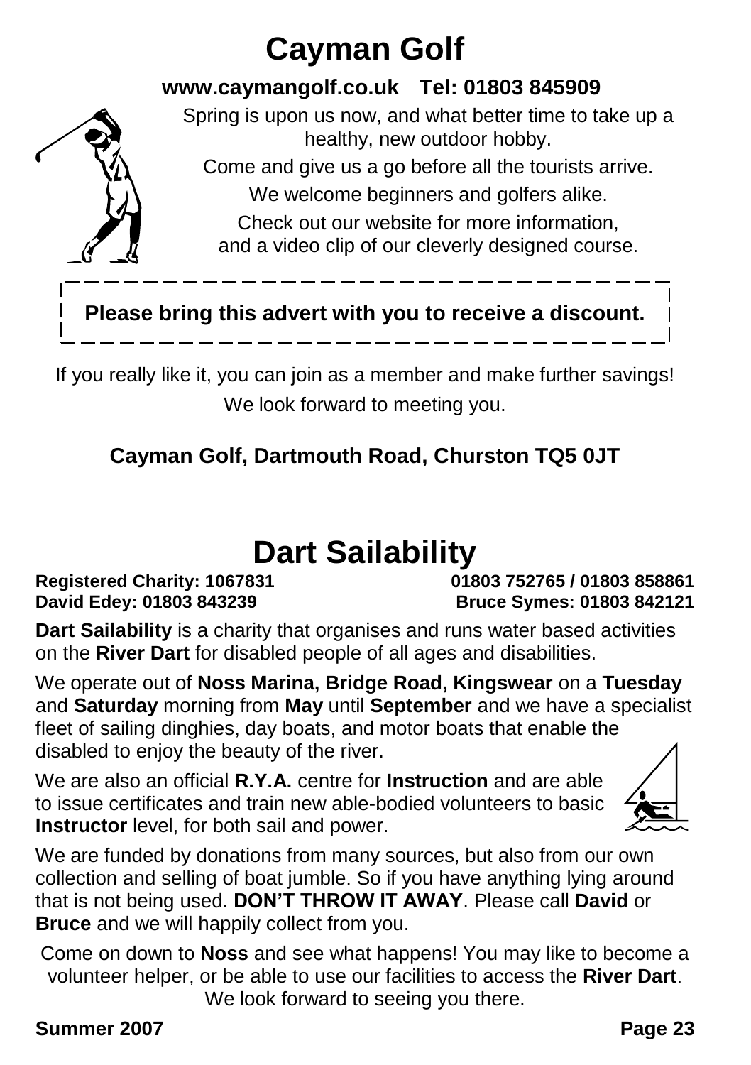# Cayman Golf

**www.caymangolf.co.uk Tel: 01803 845909**

Spring is upon us now, and what better time to take up a healthy, new outdoor hobby.

Come and give us a go before all the tourists arrive.

We welcome beginners and golfers alike.

Check out our website for more information, and a video clip of our cleverly designed course.

**Please bring this advert with you to receive a discount.**

If you really like it, you can join as a member and make further savings!

We look forward to meeting you.

**Cayman Golf, Dartmouth Road, Churston TQ5 0JT**

---

# Dart Sailability

**Registered Charity: 1067831** **01803 752765 / 01803 858861**

**David Edey: 01803 843239** **Bruce Symes: 01803 842121**

**Dart Sailability** is a charity that organises and runs water based activities on the **River Dart** for disabled people of all ages and disabilities.

We operate out of **Noss Marina, Bridge Road, Kingswear** on a **Tuesday** and **Saturday** morning from **May** until **September** and we have a specialist fleet of sailing dinghies, day boats, and motor boats that enable the disabled to enjoy the beauty of the river.

We are also an official **R.Y.A.** centre for **Instruction** and are able to issue certificates and train new able-bodied volunteers to basic **Instructor** level, for both sail and power.

We are funded by donations from many sources, but also from our own collection and selling of boat jumble. So if you have anything lying around that is not being used. **DON'T THROW IT AWAY**. Please call **David** or **Bruce** and we will happily collect from you.

Come on down to **Noss** and see what happens! You may like to become a volunteer helper, or be able to use our facilities to access the **River Dart**. We look forward to seeing you there.

**Summer 2007**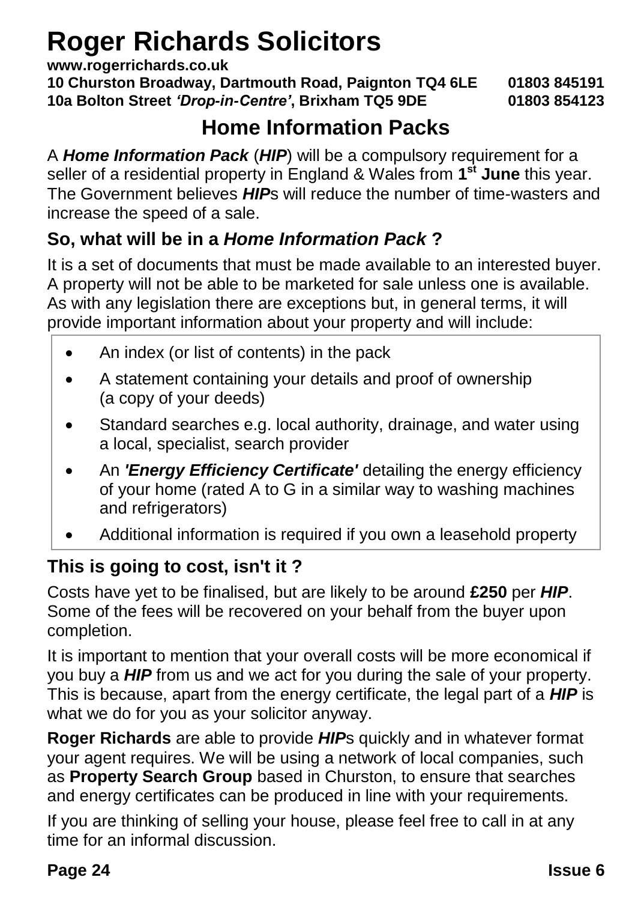# Roger Richards Solicitors

**www.rogerrichards.co.uk**
**10 Churston Broadway, Dartmouth Road, Paignton TQ4 6LE 01803 845191**
**10a Bolton Street *'Drop-in-Centre'*, Brixham TQ5 9DE 01803 854123**

## Home Information Packs

A ***Home Information Pack*** (***HIP***) will be a compulsory requirement for a seller of a residential property in England & Wales from **1st June** this year. The Government believes ***HIP***s will reduce the number of time-wasters and increase the speed of a sale.

### So, what will be in a *Home Information Pack* ?

It is a set of documents that must be made available to an interested buyer. A property will not be able to be marketed for sale unless one is available. As with any legislation there are exceptions but, in general terms, it will provide important information about your property and will include:

- An index (or list of contents) in the pack
- A statement containing your details and proof of ownership (a copy of your deeds)
- Standard searches e.g. local authority, drainage, and water using a local, specialist, search provider
- An ***'Energy Efficiency Certificate'*** detailing the energy efficiency of your home (rated A to G in a similar way to washing machines and refrigerators)
- Additional information is required if you own a leasehold property

### This is going to cost, isn't it ?

Costs have yet to be finalised, but are likely to be around **£250** per ***HIP***. Some of the fees will be recovered on your behalf from the buyer upon completion.

It is important to mention that your overall costs will be more economical if you buy a ***HIP*** from us and we act for you during the sale of your property. This is because, apart from the energy certificate, the legal part of a ***HIP*** is what we do for you as your solicitor anyway.

**Roger Richards** are able to provide ***HIP***s quickly and in whatever format your agent requires. We will be using a network of local companies, such as **Property Search Group** based in Churston, to ensure that searches and energy certificates can be produced in line with your requirements.

If you are thinking of selling your house, please feel free to call in at any time for an informal discussion.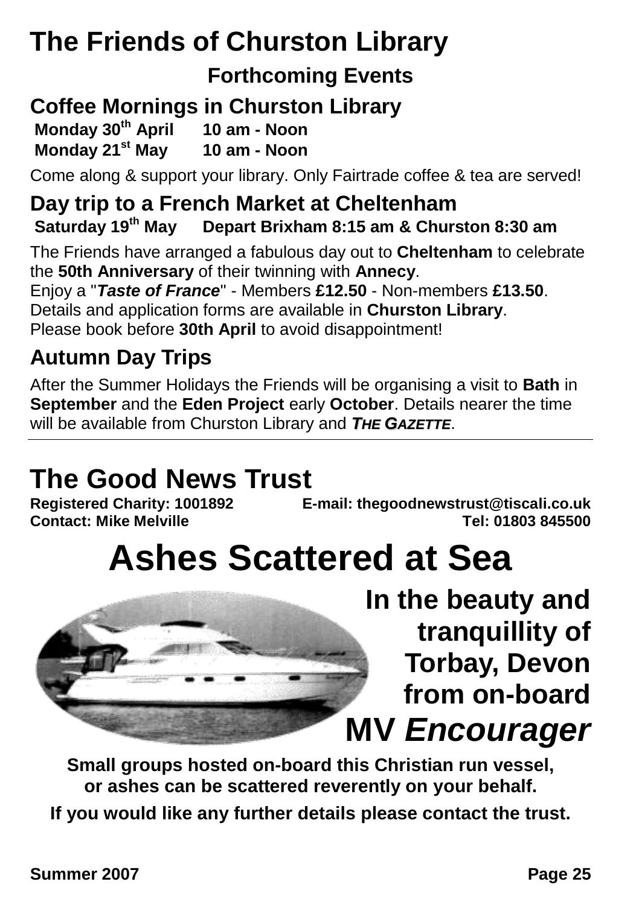# The Friends of Churston Library

**Forthcoming Events**

## Coffee Mornings in Churston Library

**Monday 30th April 10 am - Noon**
**Monday 21st May 10 am - Noon**

Come along & support your library. Only Fairtrade coffee & tea are served!

## Day trip to a French Market at Cheltenham

**Saturday 19th May Depart Brixham 8:15 am & Churston 8:30 am**

The Friends have arranged a fabulous day out to **Cheltenham** to celebrate the **50th Anniversary** of their twinning with **Annecy**.
Enjoy a "***Taste of France***" - Members **£12.50** - Non-members **£13.50**.
Details and application forms are available in **Churston Library**.
Please book before **30th April** to avoid disappointment!

## Autumn Day Trips

After the Summer Holidays the Friends will be organising a visit to **Bath** in **September** and the **Eden Project** early **October**. Details nearer the time will be available from Churston Library and ***THE GAZETTE***.

---

# The Good News Trust

**Registered Charity: 1001892** **E-mail: thegoodnewstrust@tiscali.co.uk**
**Contact: Mike Melville** **Tel: 01803 845500**

# Ashes Scattered at Sea

**In the beauty and tranquillity of Torbay, Devon from on-board**

**MV *Encourager***

**Small groups hosted on-board this Christian run vessel, or ashes can be scattered reverently on your behalf.**

**If you would like any further details please contact the trust.**

**Summer 2007**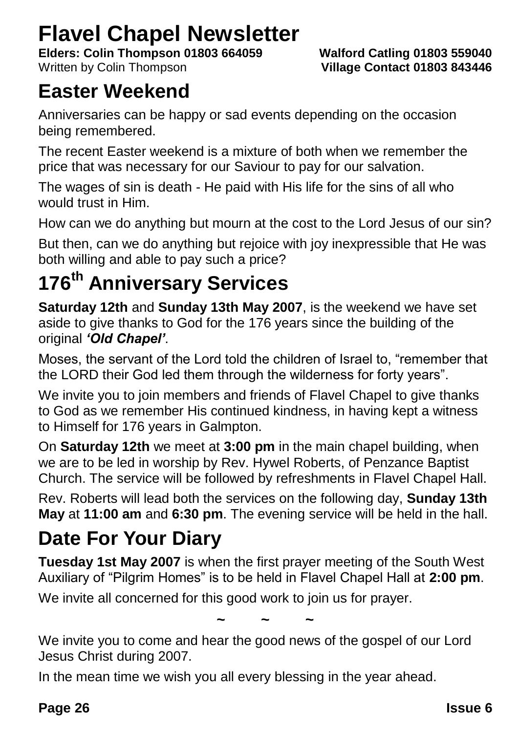# Flavel Chapel Newsletter

**Elders: Colin Thompson 01803 664059** **Walford Catling 01803 559040**
Written by Colin Thompson **Village Contact 01803 843446**

## Easter Weekend

Anniversaries can be happy or sad events depending on the occasion being remembered.

The recent Easter weekend is a mixture of both when we remember the price that was necessary for our Saviour to pay for our salvation.

The wages of sin is death - He paid with His life for the sins of all who would trust in Him.

How can we do anything but mourn at the cost to the Lord Jesus of our sin?

But then, can we do anything but rejoice with joy inexpressible that He was both willing and able to pay such a price?

## 176th Anniversary Services

**Saturday 12th** and **Sunday 13th May 2007**, is the weekend we have set aside to give thanks to God for the 176 years since the building of the original ***'Old Chapel'***.

Moses, the servant of the Lord told the children of Israel to, "remember that the LORD their God led them through the wilderness for forty years".

We invite you to join members and friends of Flavel Chapel to give thanks to God as we remember His continued kindness, in having kept a witness to Himself for 176 years in Galmpton.

On **Saturday 12th** we meet at **3:00 pm** in the main chapel building, when we are to be led in worship by Rev. Hywel Roberts, of Penzance Baptist Church. The service will be followed by refreshments in Flavel Chapel Hall.

Rev. Roberts will lead both the services on the following day, **Sunday 13th May** at **11:00 am** and **6:30 pm**. The evening service will be held in the hall.

## Date For Your Diary

**Tuesday 1st May 2007** is when the first prayer meeting of the South West Auxiliary of "Pilgrim Homes" is to be held in Flavel Chapel Hall at **2:00 pm**.

We invite all concerned for this good work to join us for prayer.

~ ~ ~

We invite you to come and hear the good news of the gospel of our Lord Jesus Christ during 2007.

In the mean time we wish you all every blessing in the year ahead.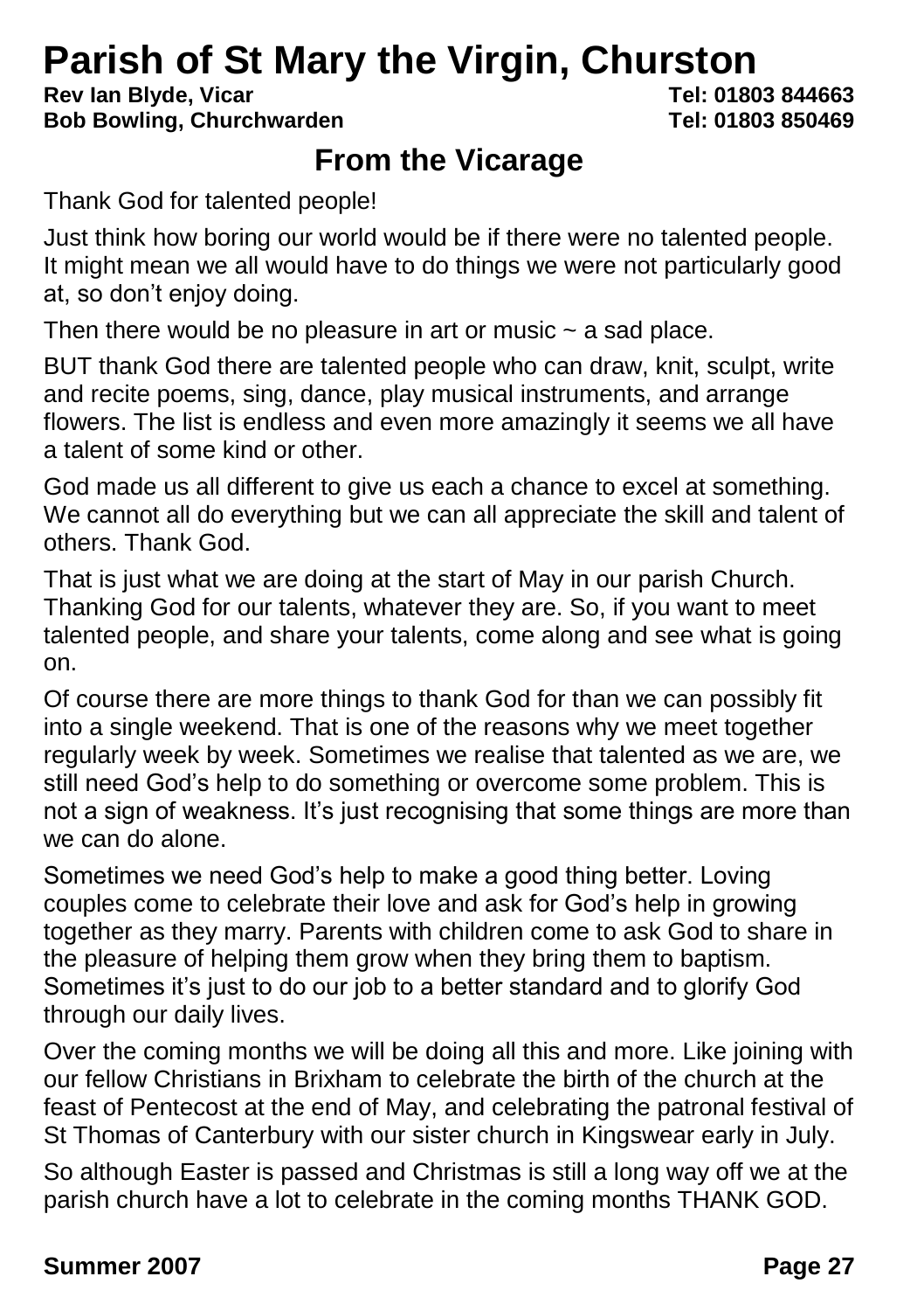# Parish of St Mary the Virgin, Churston

**Rev Ian Blyde, Vicar** **Tel: 01803 844663**
**Bob Bowling, Churchwarden** **Tel: 01803 850469**

## From the Vicarage

Thank God for talented people!

Just think how boring our world would be if there were no talented people. It might mean we all would have to do things we were not particularly good at, so don't enjoy doing.

Then there would be no pleasure in art or music ~ a sad place.

BUT thank God there are talented people who can draw, knit, sculpt, write and recite poems, sing, dance, play musical instruments, and arrange flowers. The list is endless and even more amazingly it seems we all have a talent of some kind or other.

God made us all different to give us each a chance to excel at something. We cannot all do everything but we can all appreciate the skill and talent of others. Thank God.

That is just what we are doing at the start of May in our parish Church. Thanking God for our talents, whatever they are. So, if you want to meet talented people, and share your talents, come along and see what is going on.

Of course there are more things to thank God for than we can possibly fit into a single weekend. That is one of the reasons why we meet together regularly week by week. Sometimes we realise that talented as we are, we still need God's help to do something or overcome some problem. This is not a sign of weakness. It's just recognising that some things are more than we can do alone.

Sometimes we need God's help to make a good thing better. Loving couples come to celebrate their love and ask for God's help in growing together as they marry. Parents with children come to ask God to share in the pleasure of helping them grow when they bring them to baptism. Sometimes it's just to do our job to a better standard and to glorify God through our daily lives.

Over the coming months we will be doing all this and more. Like joining with our fellow Christians in Brixham to celebrate the birth of the church at the feast of Pentecost at the end of May, and celebrating the patronal festival of St Thomas of Canterbury with our sister church in Kingswear early in July.

So although Easter is passed and Christmas is still a long way off we at the parish church have a lot to celebrate in the coming months THANK GOD.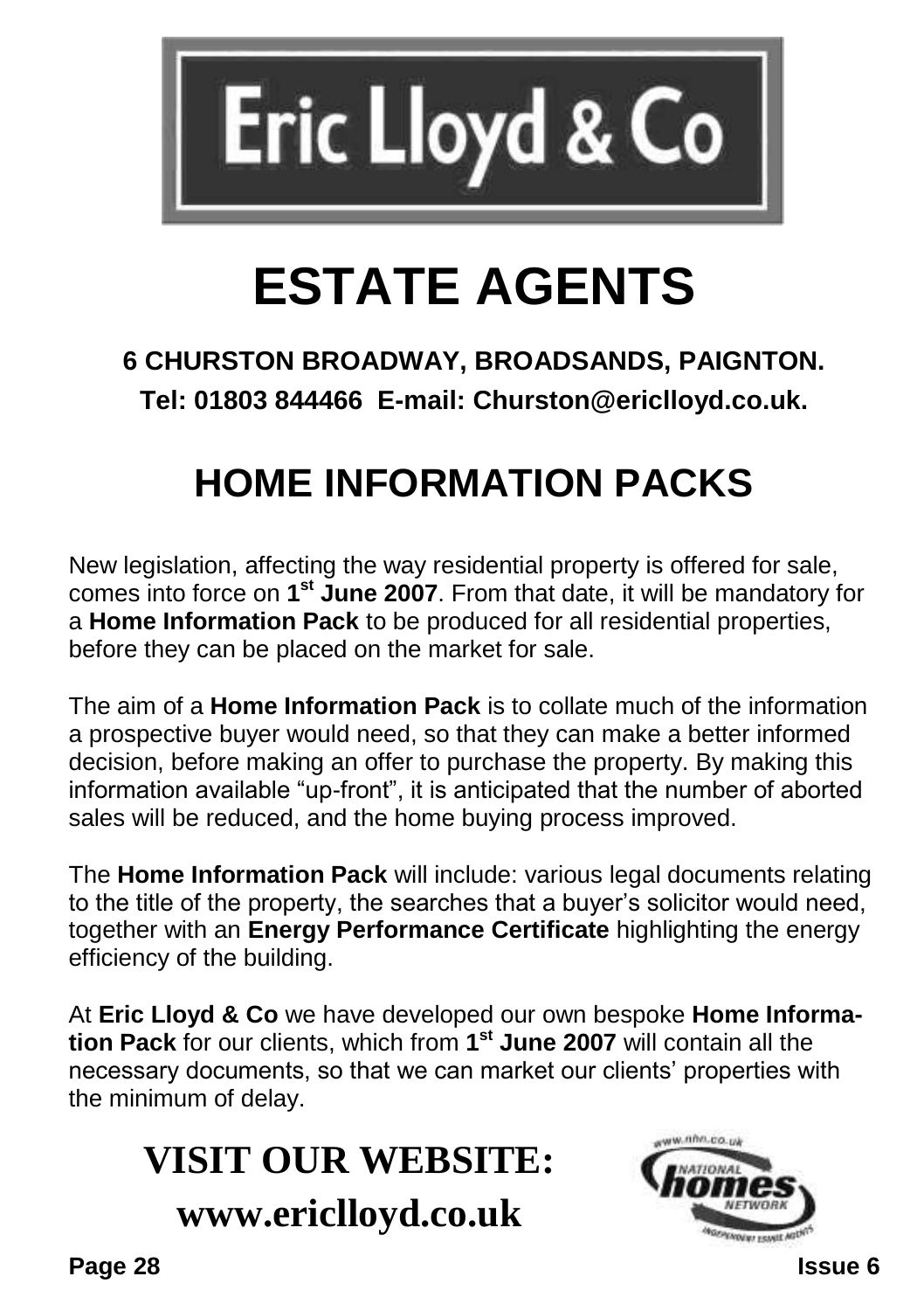# Eric Lloyd & Co

# ESTATE AGENTS

**6 CHURSTON BROADWAY, BROADSANDS, PAIGNTON.**

**Tel: 01803 844466 E-mail: Churston@ericlloyd.co.uk.**

## HOME INFORMATION PACKS

New legislation, affecting the way residential property is offered for sale, comes into force on **1st June 2007**. From that date, it will be mandatory for a **Home Information Pack** to be produced for all residential properties, before they can be placed on the market for sale.

The aim of a **Home Information Pack** is to collate much of the information a prospective buyer would need, so that they can make a better informed decision, before making an offer to purchase the property. By making this information available "up-front", it is anticipated that the number of aborted sales will be reduced, and the home buying process improved.

The **Home Information Pack** will include: various legal documents relating to the title of the property, the searches that a buyer's solicitor would need, together with an **Energy Performance Certificate** highlighting the energy efficiency of the building.

At **Eric Lloyd & Co** we have developed our own bespoke **Home Information Pack** for our clients, which from **1st June 2007** will contain all the necessary documents, so that we can market our clients' properties with the minimum of delay.

## VISIT OUR WEBSITE:
## www.ericlloyd.co.uk

www.nhn.co.uk NATIONAL homes NETWORK INDEPENDENT ESTATE AGENTS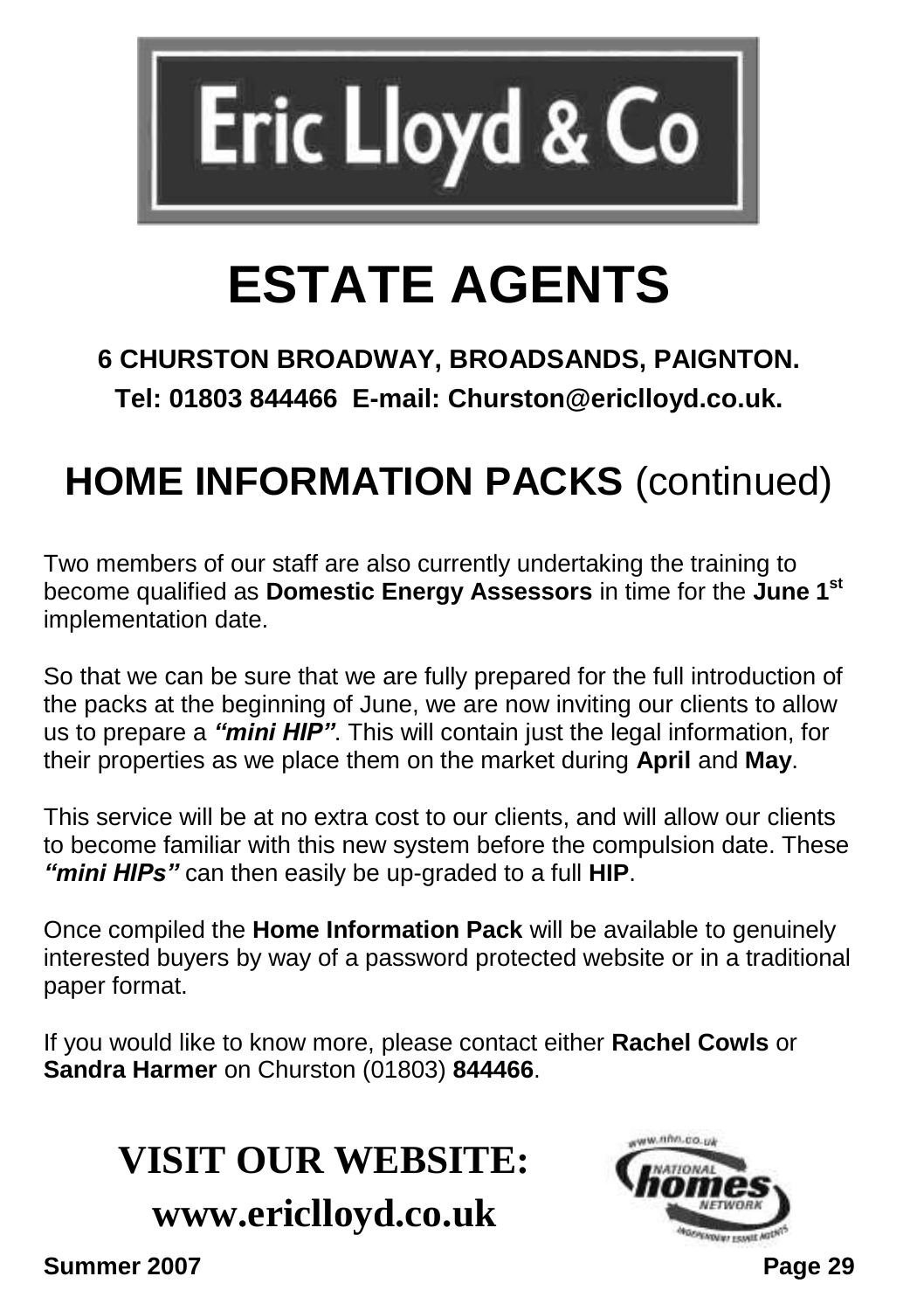# Eric Lloyd & Co

# ESTATE AGENTS

**6 CHURSTON BROADWAY, BROADSANDS, PAIGNTON.**

**Tel: 01803 844466 E-mail: Churston@ericlloyd.co.uk.**

## HOME INFORMATION PACKS (continued)

Two members of our staff are also currently undertaking the training to become qualified as **Domestic Energy Assessors** in time for the **June 1st** implementation date.

So that we can be sure that we are fully prepared for the full introduction of the packs at the beginning of June, we are now inviting our clients to allow us to prepare a ***"mini HIP"***. This will contain just the legal information, for their properties as we place them on the market during **April** and **May**.

This service will be at no extra cost to our clients, and will allow our clients to become familiar with this new system before the compulsion date. These ***"mini HIPs"*** can then easily be up-graded to a full **HIP**.

Once compiled the **Home Information Pack** will be available to genuinely interested buyers by way of a password protected website or in a traditional paper format.

If you would like to know more, please contact either **Rachel Cowls** or **Sandra Harmer** on Churston (01803) **844466**.

**VISIT OUR WEBSITE:**

**www.ericlloyd.co.uk**

www.nhn.co.uk NATIONAL homes NETWORK INDEPENDENT ESTATE AGENTS

Summer 2007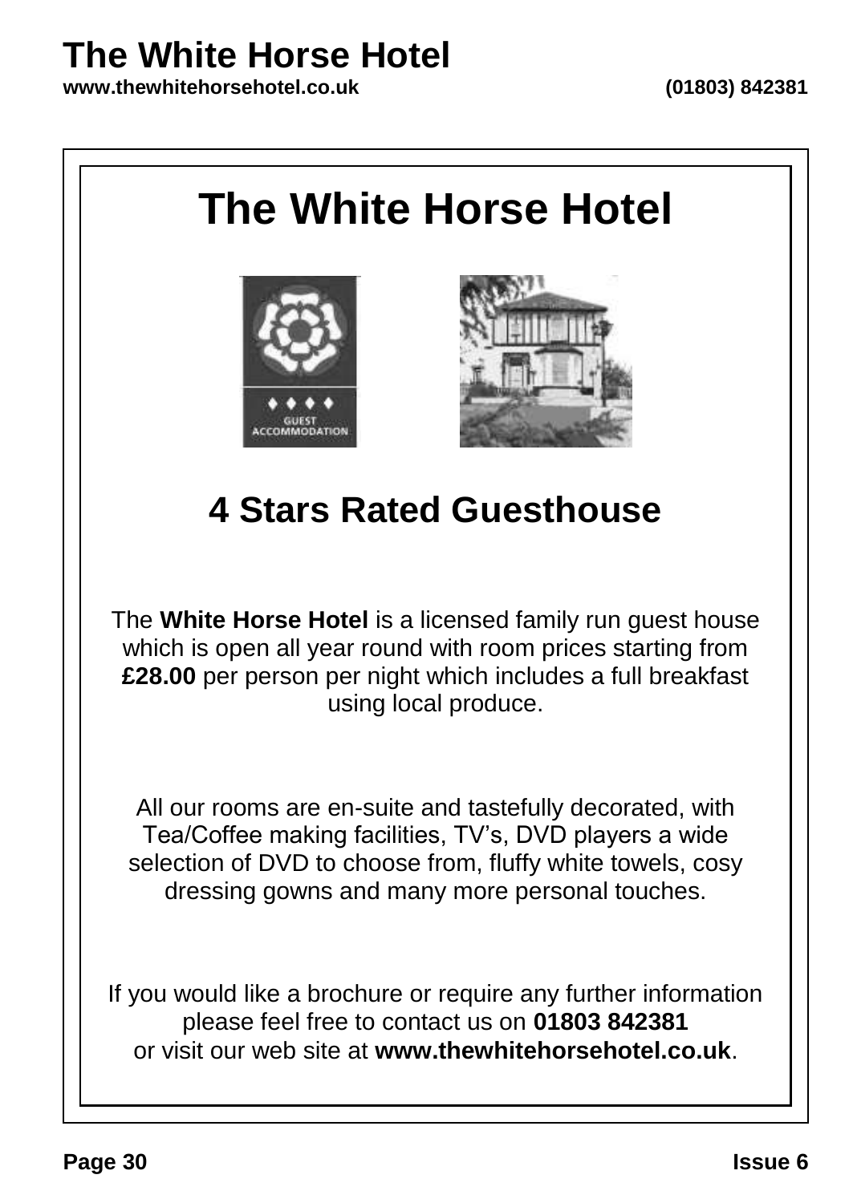# The White Horse Hotel

## 4 Stars Rated Guesthouse

The **White Horse Hotel** is a licensed family run guest house which is open all year round with room prices starting from **£28.00** per person per night which includes a full breakfast using local produce.

All our rooms are en-suite and tastefully decorated, with Tea/Coffee making facilities, TV's, DVD players a wide selection of DVD to choose from, fluffy white towels, cosy dressing gowns and many more personal touches.

If you would like a brochure or require any further information please feel free to contact us on **01803 842381** or visit our web site at **www.thewhitehorsehotel.co.uk**.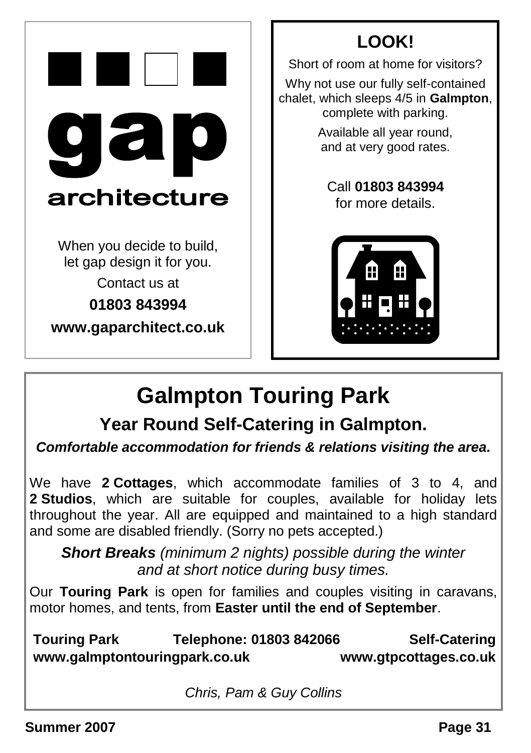# gap architecture

When you decide to build, let gap design it for you.

Contact us at

**01803 843994**

**www.gaparchitect.co.uk**

## LOOK!

Short of room at home for visitors?

Why not use our fully self-contained chalet, which sleeps 4/5 in **Galmpton**, complete with parking.

Available all year round, and at very good rates.

Call **01803 843994** for more details.

# Galmpton Touring Park

## Year Round Self-Catering in Galmpton.

***Comfortable accommodation for friends & relations visiting the area.***

We have **2 Cottages**, which accommodate families of 3 to 4, and **2 Studios**, which are suitable for couples, available for holiday lets throughout the year. All are equipped and maintained to a high standard and some are disabled friendly. (Sorry no pets accepted.)

***Short Breaks*** *(minimum 2 nights) possible during the winter and at short notice during busy times.*

Our **Touring Park** is open for families and couples visiting in caravans, motor homes, and tents, from **Easter until the end of September**.

**Touring Park** **Telephone: 01803 842066** **Self-Catering**
**www.galmptontouringpark.co.uk** **www.gtpcottages.co.uk**

*Chris, Pam & Guy Collins*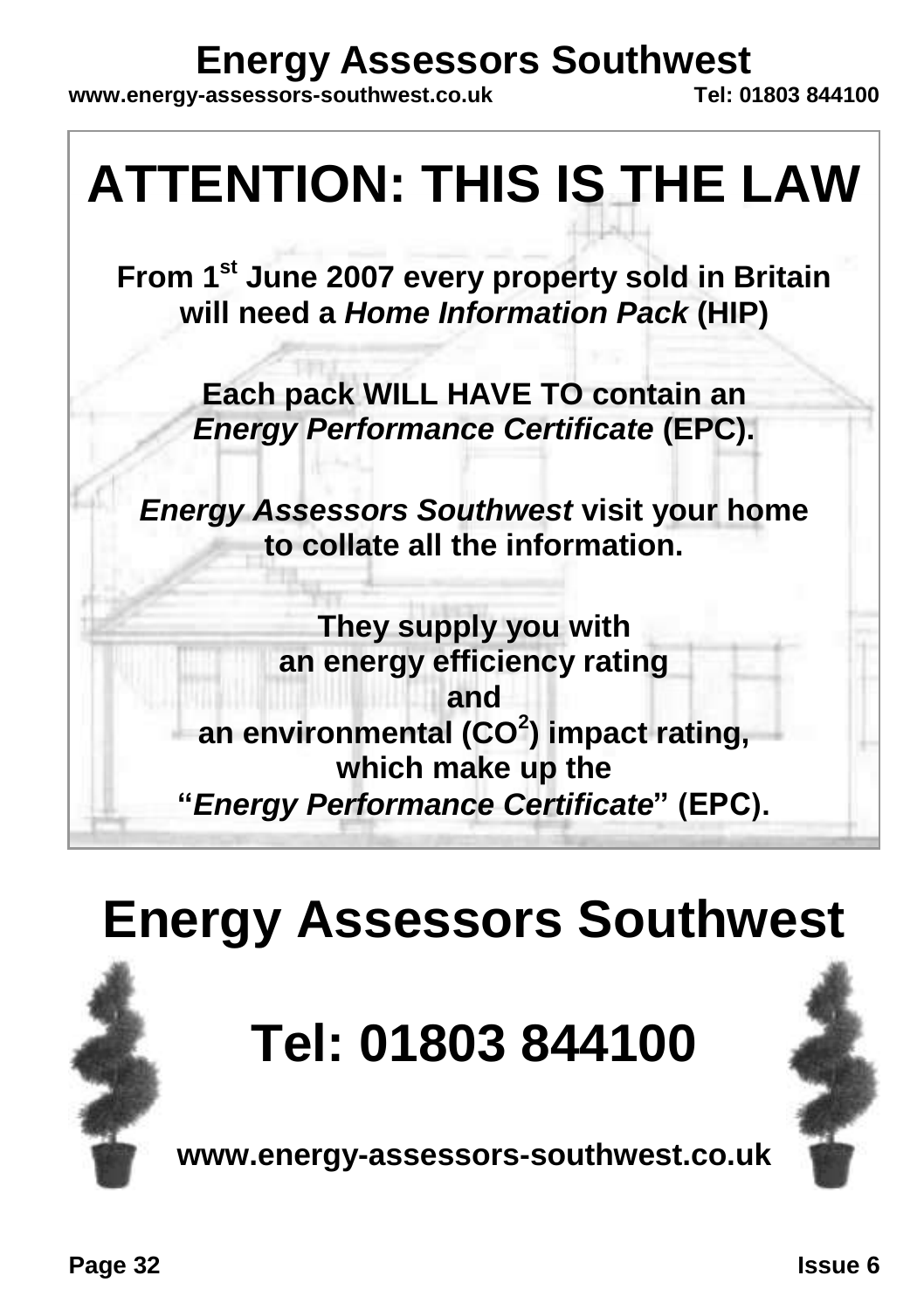# Energy Assessors Southwest

**www.energy-assessors-southwest.co.uk** **Tel: 01803 844100**

# ATTENTION: THIS IS THE LAW

**From 1st June 2007 every property sold in Britain will need a *Home Information Pack* (HIP)**

**Each pack WILL HAVE TO contain an *Energy Performance Certificate* (EPC).**

***Energy Assessors Southwest* visit your home to collate all the information.**

**They supply you with**
**an energy efficiency rating**
**and**
**an environmental ($CO^2$) impact rating,**
**which make up the**
**"*Energy Performance Certificate*" (EPC).**

# Energy Assessors Southwest

# Tel: 01803 844100

**www.energy-assessors-southwest.co.uk**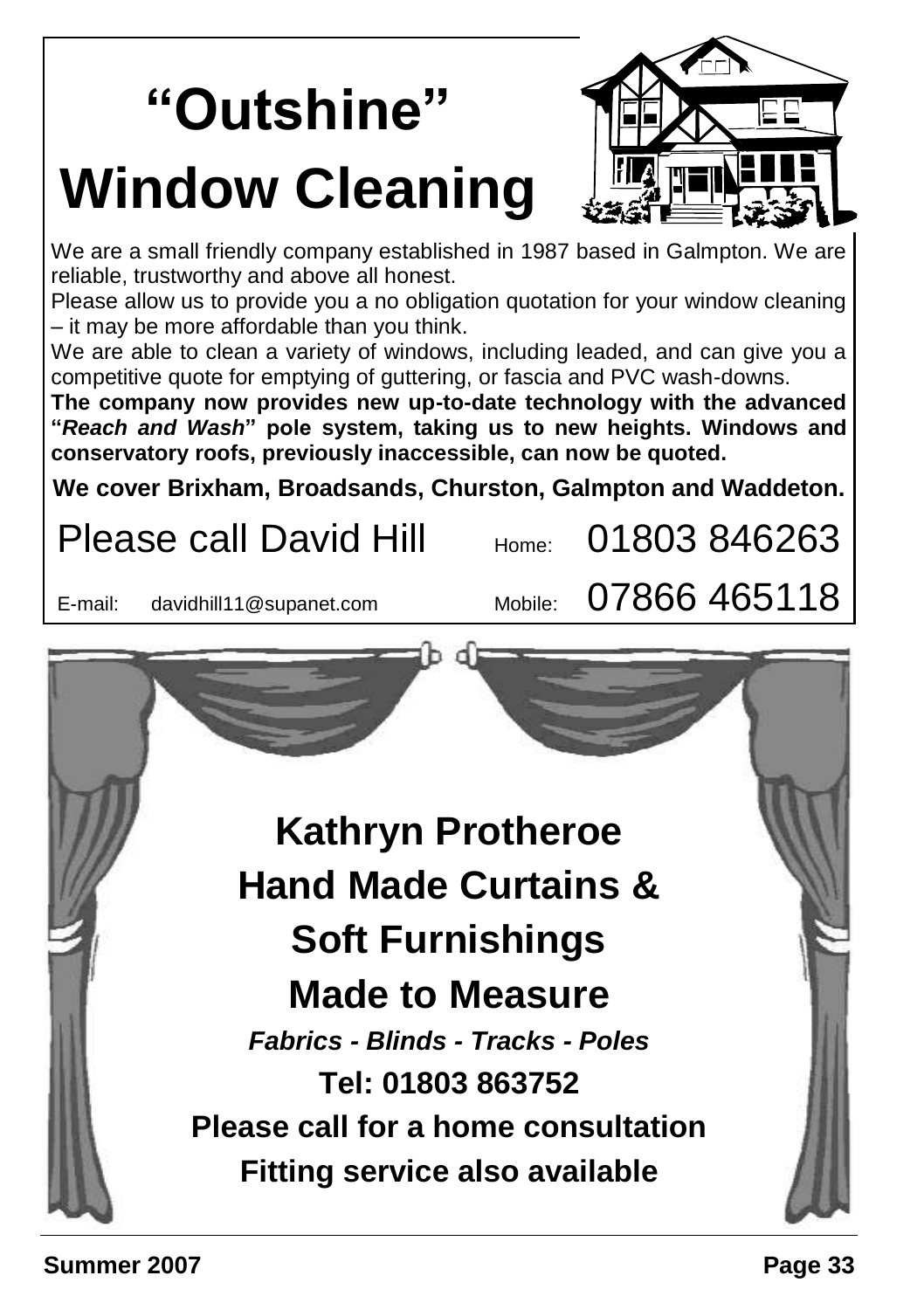# "Outshine" Window Cleaning

We are a small friendly company established in 1987 based in Galmpton. We are reliable, trustworthy and above all honest.

Please allow us to provide you a no obligation quotation for your window cleaning – it may be more affordable than you think.

We are able to clean a variety of windows, including leaded, and can give you a competitive quote for emptying of guttering, or fascia and PVC wash-downs.

**The company now provides new up-to-date technology with the advanced "*Reach and Wash*" pole system, taking us to new heights. Windows and conservatory roofs, previously inaccessible, can now be quoted.**

**We cover Brixham, Broadsands, Churston, Galmpton and Waddeton.**

Please call David Hill    Home: 01803 846263

E-mail: davidhill11@supanet.com    Mobile: 07866 465118

## Kathryn Protheroe
## Hand Made Curtains & Soft Furnishings
## Made to Measure

***Fabrics - Blinds - Tracks - Poles***

**Tel: 01803 863752**

**Please call for a home consultation**

**Fitting service also available**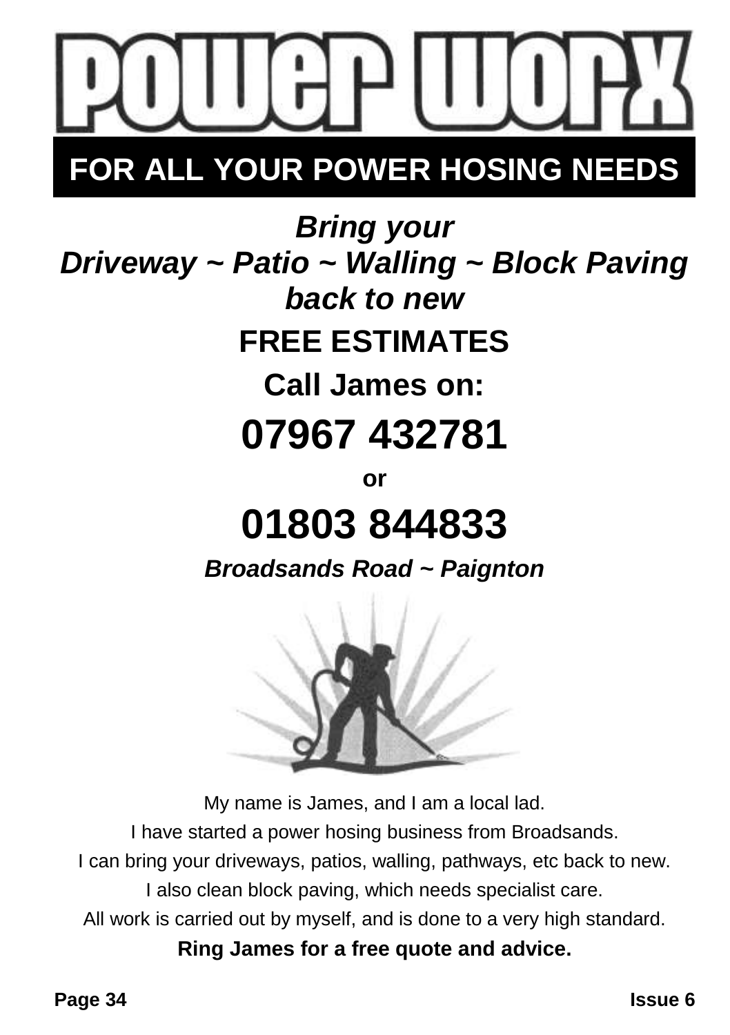# power worx

**FOR ALL YOUR POWER HOSING NEEDS**

***Bring your***
***Driveway ~ Patio ~ Walling ~ Block Paving back to new***

**FREE ESTIMATES**

**Call James on:**

## 07967 432781

**or**

## 01803 844833

***Broadsands Road ~ Paignton***

My name is James, and I am a local lad.

I have started a power hosing business from Broadsands.

I can bring your driveways, patios, walling, pathways, etc back to new.

I also clean block paving, which needs specialist care.

All work is carried out by myself, and is done to a very high standard.

**Ring James for a free quote and advice.**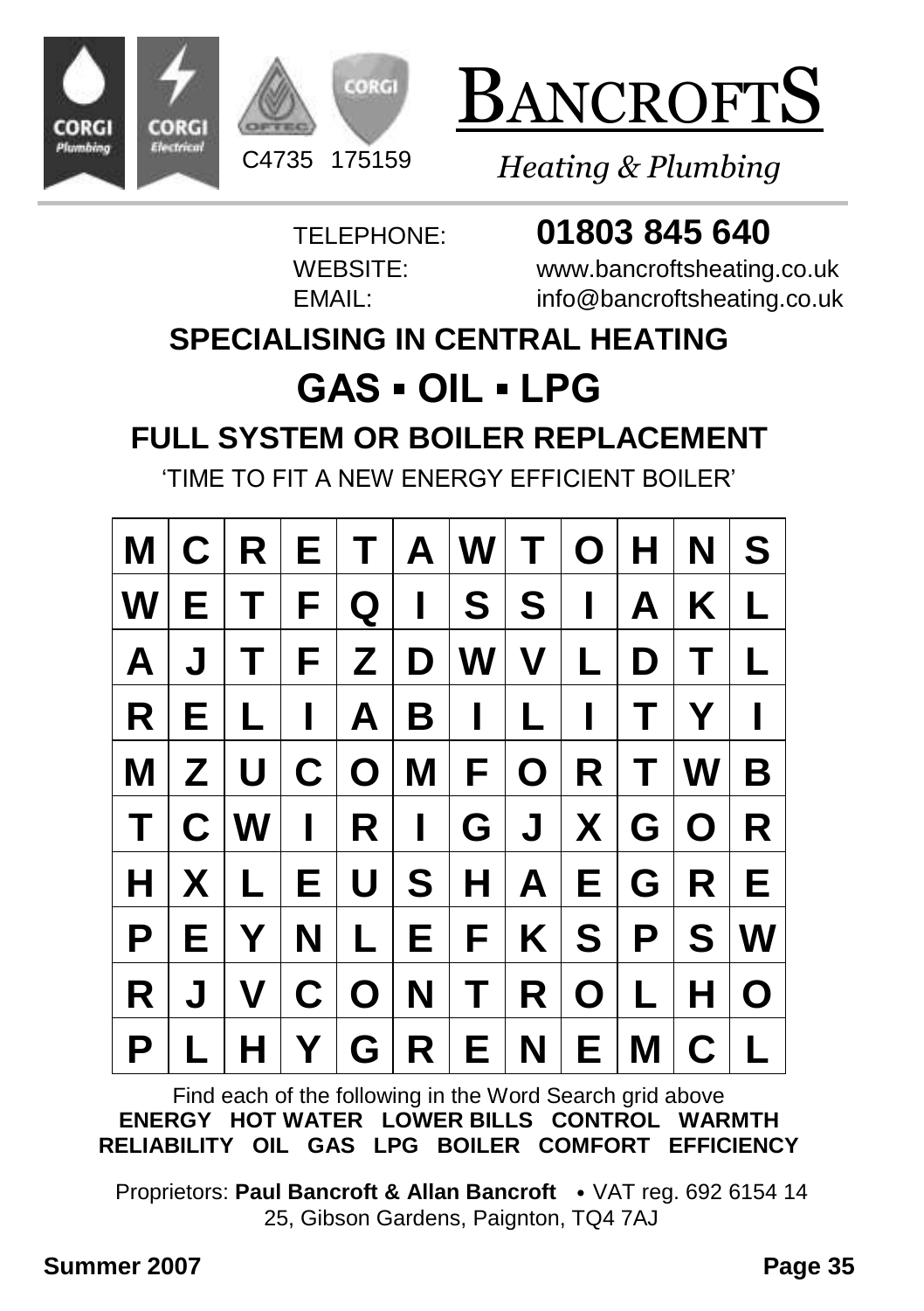CORGI Plumbing · CORGI Electrical · OFTEC · CORGI

C4735 175159

# BANCROFTS

*Heating & Plumbing*

TELEPHONE: **01803 845 640**
WEBSITE: www.bancroftsheating.co.uk
EMAIL: info@bancroftsheating.co.uk

## SPECIALISING IN CENTRAL HEATING

## GAS ▪ OIL ▪ LPG

### FULL SYSTEM OR BOILER REPLACEMENT

'TIME TO FIT A NEW ENERGY EFFICIENT BOILER'

| M | C | R | E | T | A | W | T | O | H | N | S |
|---|---|---|---|---|---|---|---|---|---|---|---|
| W | E | T | F | Q | I | S | S | I | A | K | L |
| A | J | T | F | Z | D | W | V | L | D | T | L |
| R | E | L | I | A | B | I | L | I | T | Y | I |
| M | Z | U | C | O | M | F | O | R | T | W | B |
| T | C | W | I | R | I | G | J | X | G | O | R |
| H | X | L | E | U | S | H | A | E | G | R | E |
| P | E | Y | N | L | E | F | K | S | P | S | W |
| R | J | V | C | O | N | T | R | O | L | H | O |
| P | L | H | Y | G | R | E | N | E | M | C | L |

Find each of the following in the Word Search grid above
**ENERGY HOT WATER LOWER BILLS CONTROL WARMTH RELIABILITY OIL GAS LPG BOILER COMFORT EFFICIENCY**

Proprietors: **Paul Bancroft & Allan Bancroft** • VAT reg. 692 6154 14
25, Gibson Gardens, Paignton, TQ4 7AJ

**Summer 2007**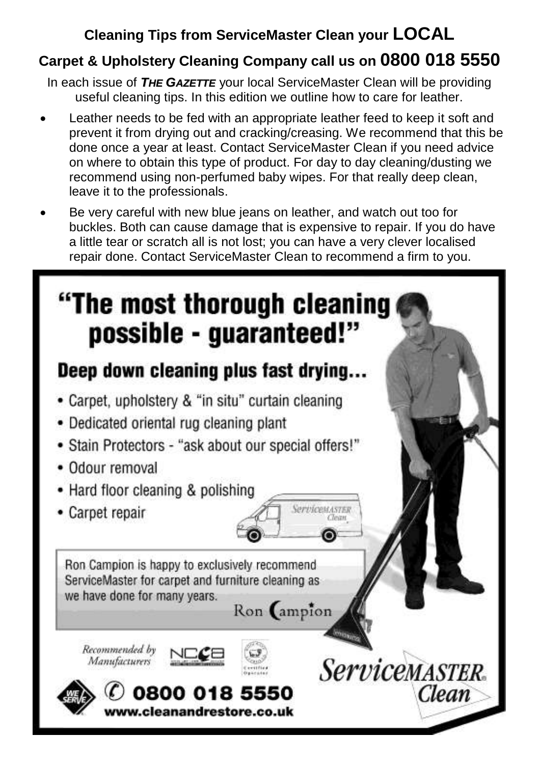**Cleaning Tips from ServiceMaster Clean your LOCAL**

**Carpet & Upholstery Cleaning Company call us on 0800 018 5550**

In each issue of ***THE GAZETTE*** your local ServiceMaster Clean will be providing useful cleaning tips. In this edition we outline how to care for leather.

- Leather needs to be fed with an appropriate leather feed to keep it soft and prevent it from drying out and cracking/creasing. We recommend that this be done once a year at least. Contact ServiceMaster Clean if you need advice on where to obtain this type of product. For day to day cleaning/dusting we recommend using non-perfumed baby wipes. For that really deep clean, leave it to the professionals.
- Be very careful with new blue jeans on leather, and watch out too for buckles. Both can cause damage that is expensive to repair. If you do have a little tear or scratch all is not lost; you can have a very clever localised repair done. Contact ServiceMaster Clean to recommend a firm to you.

# "The most thorough cleaning possible - guaranteed!"

## Deep down cleaning plus fast drying...

- Carpet, upholstery & "in situ" curtain cleaning
- Dedicated oriental rug cleaning plant
- Stain Protectors - "ask about our special offers!"
- Odour removal
- Hard floor cleaning & polishing
- Carpet repair

Ron Campion is happy to exclusively recommend ServiceMaster for carpet and furniture cleaning as we have done for many years.

Ron Campion

Recommended by Manufacturers

NCCB

ServiceMASTER Clean

0800 018 5550

www.cleanandrestore.co.uk